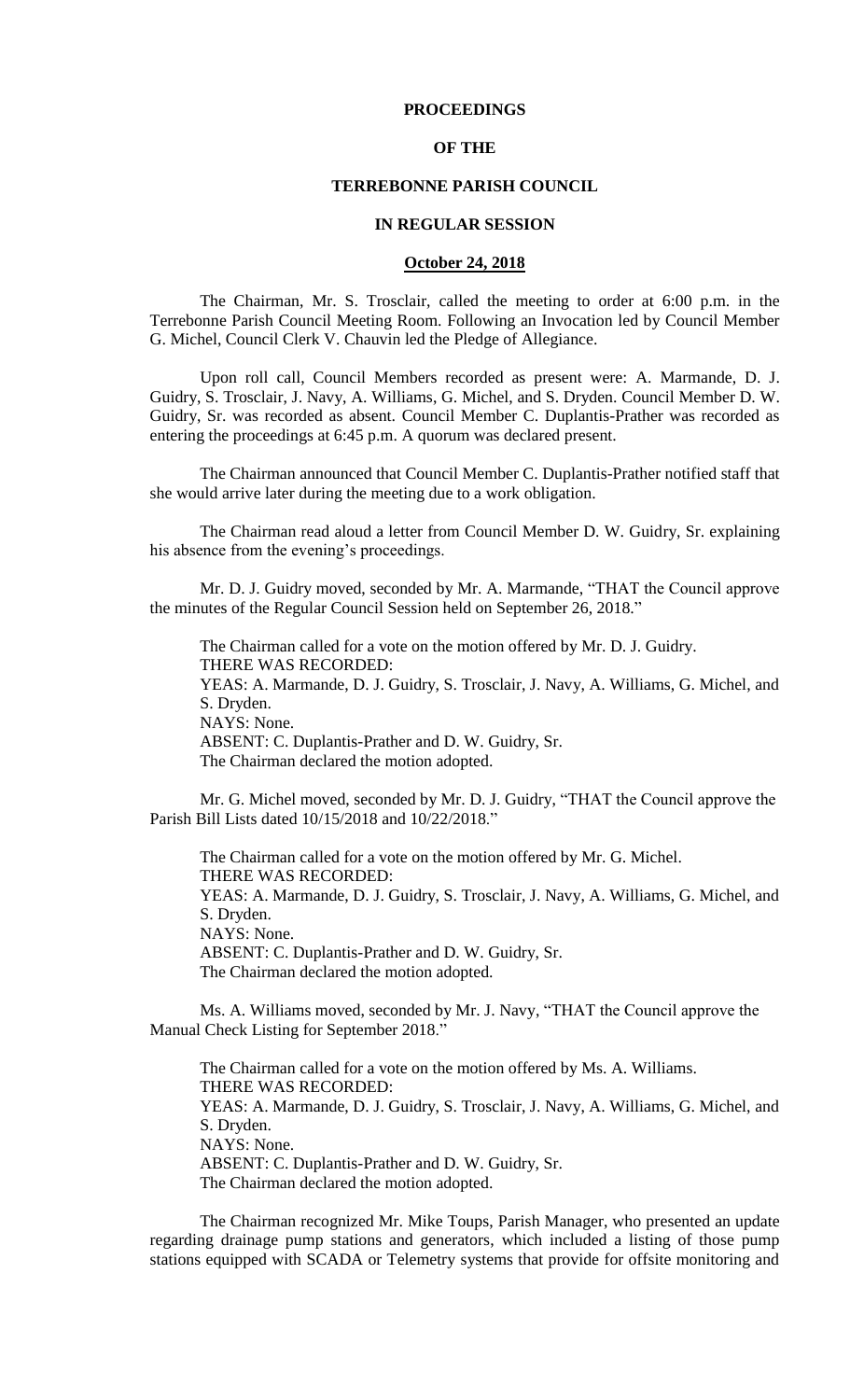**PROCEEDINGS**

**OF THE**

**TERREBONNE PARISH COUNCIL**

**IN REGULAR SESSION**

**October 24, 2018**

The Chairman, Mr. S. Trosclair, called the meeting to order at 6:00 p.m. in the Terrebonne Parish Council Meeting Room. Following an Invocation led by Council Member G. Michel, Council Clerk V. Chauvin led the Pledge of Allegiance.

Upon roll call, Council Members recorded as present were: A. Marmande, D. J. Guidry, S. Trosclair, J. Navy, A. Williams, G. Michel, and S. Dryden. Council Member D. W. Guidry, Sr. was recorded as absent. Council Member C. Duplantis-Prather was recorded as entering the proceedings at 6:45 p.m. A quorum was declared present.

The Chairman announced that Council Member C. Duplantis-Prather notified staff that she would arrive later during the meeting due to a work obligation.

The Chairman read aloud a letter from Council Member D. W. Guidry, Sr. explaining his absence from the evening's proceedings.

Mr. D. J. Guidry moved, seconded by Mr. A. Marmande, "THAT the Council approve the minutes of the Regular Council Session held on September 26, 2018."

The Chairman called for a vote on the motion offered by Mr. D. J. Guidry.
THERE WAS RECORDED:
YEAS: A. Marmande, D. J. Guidry, S. Trosclair, J. Navy, A. Williams, G. Michel, and S. Dryden.
NAYS: None.
ABSENT: C. Duplantis-Prather and D. W. Guidry, Sr.
The Chairman declared the motion adopted.

Mr. G. Michel moved, seconded by Mr. D. J. Guidry, "THAT the Council approve the Parish Bill Lists dated 10/15/2018 and 10/22/2018."

The Chairman called for a vote on the motion offered by Mr. G. Michel.
THERE WAS RECORDED:
YEAS: A. Marmande, D. J. Guidry, S. Trosclair, J. Navy, A. Williams, G. Michel, and S. Dryden.
NAYS: None.
ABSENT: C. Duplantis-Prather and D. W. Guidry, Sr.
The Chairman declared the motion adopted.

Ms. A. Williams moved, seconded by Mr. J. Navy, "THAT the Council approve the Manual Check Listing for September 2018."

The Chairman called for a vote on the motion offered by Ms. A. Williams.
THERE WAS RECORDED:
YEAS: A. Marmande, D. J. Guidry, S. Trosclair, J. Navy, A. Williams, G. Michel, and S. Dryden.
NAYS: None.
ABSENT: C. Duplantis-Prather and D. W. Guidry, Sr.
The Chairman declared the motion adopted.

The Chairman recognized Mr. Mike Toups, Parish Manager, who presented an update regarding drainage pump stations and generators, which included a listing of those pump stations equipped with SCADA or Telemetry systems that provide for offsite monitoring and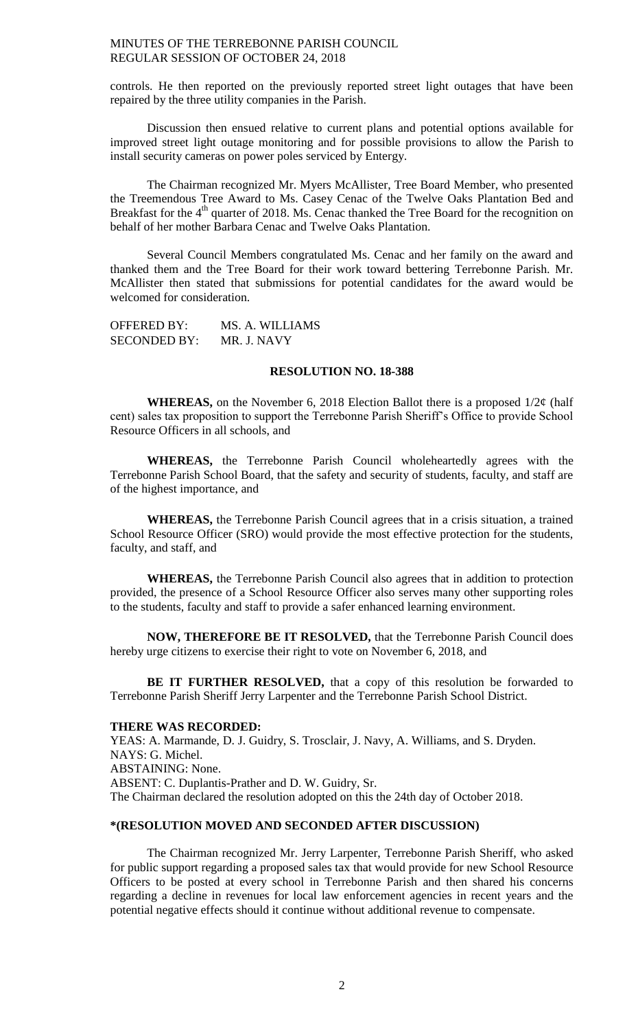controls. He then reported on the previously reported street light outages that have been repaired by the three utility companies in the Parish.

Discussion then ensued relative to current plans and potential options available for improved street light outage monitoring and for possible provisions to allow the Parish to install security cameras on power poles serviced by Entergy.

The Chairman recognized Mr. Myers McAllister, Tree Board Member, who presented the Treemendous Tree Award to Ms. Casey Cenac of the Twelve Oaks Plantation Bed and Breakfast for the 4th quarter of 2018. Ms. Cenac thanked the Tree Board for the recognition on behalf of her mother Barbara Cenac and Twelve Oaks Plantation.

Several Council Members congratulated Ms. Cenac and her family on the award and thanked them and the Tree Board for their work toward bettering Terrebonne Parish. Mr. McAllister then stated that submissions for potential candidates for the award would be welcomed for consideration.

OFFERED BY: MS. A. WILLIAMS
SECONDED BY: MR. J. NAVY

**RESOLUTION NO. 18-388**

**WHEREAS,** on the November 6, 2018 Election Ballot there is a proposed 1/2¢ (half cent) sales tax proposition to support the Terrebonne Parish Sheriff's Office to provide School Resource Officers in all schools, and

**WHEREAS,** the Terrebonne Parish Council wholeheartedly agrees with the Terrebonne Parish School Board, that the safety and security of students, faculty, and staff are of the highest importance, and

**WHEREAS,** the Terrebonne Parish Council agrees that in a crisis situation, a trained School Resource Officer (SRO) would provide the most effective protection for the students, faculty, and staff, and

**WHEREAS,** the Terrebonne Parish Council also agrees that in addition to protection provided, the presence of a School Resource Officer also serves many other supporting roles to the students, faculty and staff to provide a safer enhanced learning environment.

**NOW, THEREFORE BE IT RESOLVED,** that the Terrebonne Parish Council does hereby urge citizens to exercise their right to vote on November 6, 2018, and

**BE IT FURTHER RESOLVED,** that a copy of this resolution be forwarded to Terrebonne Parish Sheriff Jerry Larpenter and the Terrebonne Parish School District.

**THERE WAS RECORDED:**
YEAS: A. Marmande, D. J. Guidry, S. Trosclair, J. Navy, A. Williams, and S. Dryden.
NAYS: G. Michel.
ABSTAINING: None.
ABSENT: C. Duplantis-Prather and D. W. Guidry, Sr.
The Chairman declared the resolution adopted on this the 24th day of October 2018.

**\*(RESOLUTION MOVED AND SECONDED AFTER DISCUSSION)**

The Chairman recognized Mr. Jerry Larpenter, Terrebonne Parish Sheriff, who asked for public support regarding a proposed sales tax that would provide for new School Resource Officers to be posted at every school in Terrebonne Parish and then shared his concerns regarding a decline in revenues for local law enforcement agencies in recent years and the potential negative effects should it continue without additional revenue to compensate.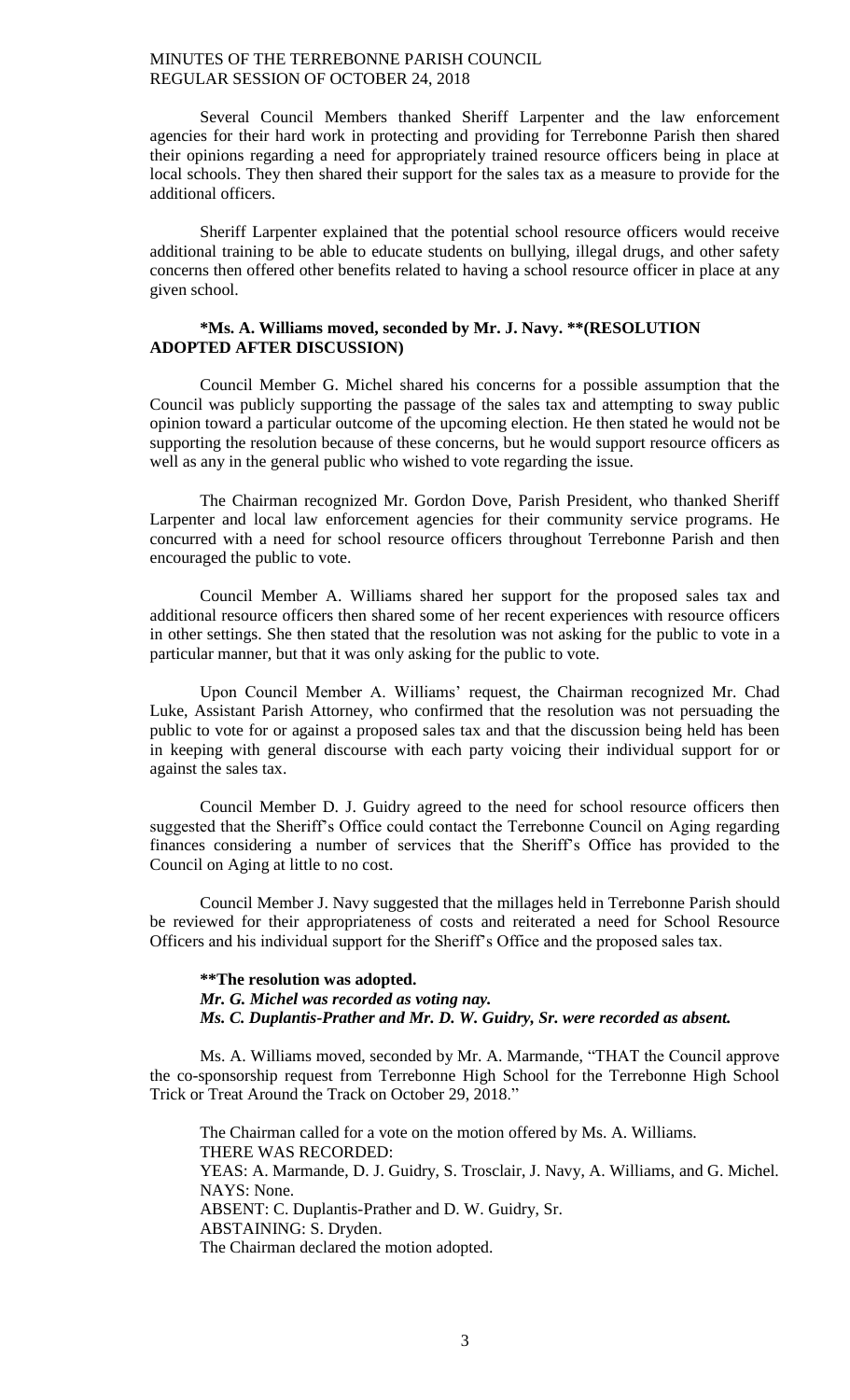Several Council Members thanked Sheriff Larpenter and the law enforcement agencies for their hard work in protecting and providing for Terrebonne Parish then shared their opinions regarding a need for appropriately trained resource officers being in place at local schools. They then shared their support for the sales tax as a measure to provide for the additional officers.

Sheriff Larpenter explained that the potential school resource officers would receive additional training to be able to educate students on bullying, illegal drugs, and other safety concerns then offered other benefits related to having a school resource officer in place at any given school.

**\*Ms. A. Williams moved, seconded by Mr. J. Navy. \*\*(RESOLUTION ADOPTED AFTER DISCUSSION)**

Council Member G. Michel shared his concerns for a possible assumption that the Council was publicly supporting the passage of the sales tax and attempting to sway public opinion toward a particular outcome of the upcoming election. He then stated he would not be supporting the resolution because of these concerns, but he would support resource officers as well as any in the general public who wished to vote regarding the issue.

The Chairman recognized Mr. Gordon Dove, Parish President, who thanked Sheriff Larpenter and local law enforcement agencies for their community service programs. He concurred with a need for school resource officers throughout Terrebonne Parish and then encouraged the public to vote.

Council Member A. Williams shared her support for the proposed sales tax and additional resource officers then shared some of her recent experiences with resource officers in other settings. She then stated that the resolution was not asking for the public to vote in a particular manner, but that it was only asking for the public to vote.

Upon Council Member A. Williams' request, the Chairman recognized Mr. Chad Luke, Assistant Parish Attorney, who confirmed that the resolution was not persuading the public to vote for or against a proposed sales tax and that the discussion being held has been in keeping with general discourse with each party voicing their individual support for or against the sales tax.

Council Member D. J. Guidry agreed to the need for school resource officers then suggested that the Sheriff's Office could contact the Terrebonne Council on Aging regarding finances considering a number of services that the Sheriff's Office has provided to the Council on Aging at little to no cost.

Council Member J. Navy suggested that the millages held in Terrebonne Parish should be reviewed for their appropriateness of costs and reiterated a need for School Resource Officers and his individual support for the Sheriff's Office and the proposed sales tax.

**\*\*The resolution was adopted.**
***Mr. G. Michel was recorded as voting nay.***
***Ms. C. Duplantis-Prather and Mr. D. W. Guidry, Sr. were recorded as absent.***

Ms. A. Williams moved, seconded by Mr. A. Marmande, "THAT the Council approve the co-sponsorship request from Terrebonne High School for the Terrebonne High School Trick or Treat Around the Track on October 29, 2018."

The Chairman called for a vote on the motion offered by Ms. A. Williams.
THERE WAS RECORDED:
YEAS: A. Marmande, D. J. Guidry, S. Trosclair, J. Navy, A. Williams, and G. Michel.
NAYS: None.
ABSENT: C. Duplantis-Prather and D. W. Guidry, Sr.
ABSTAINING: S. Dryden.
The Chairman declared the motion adopted.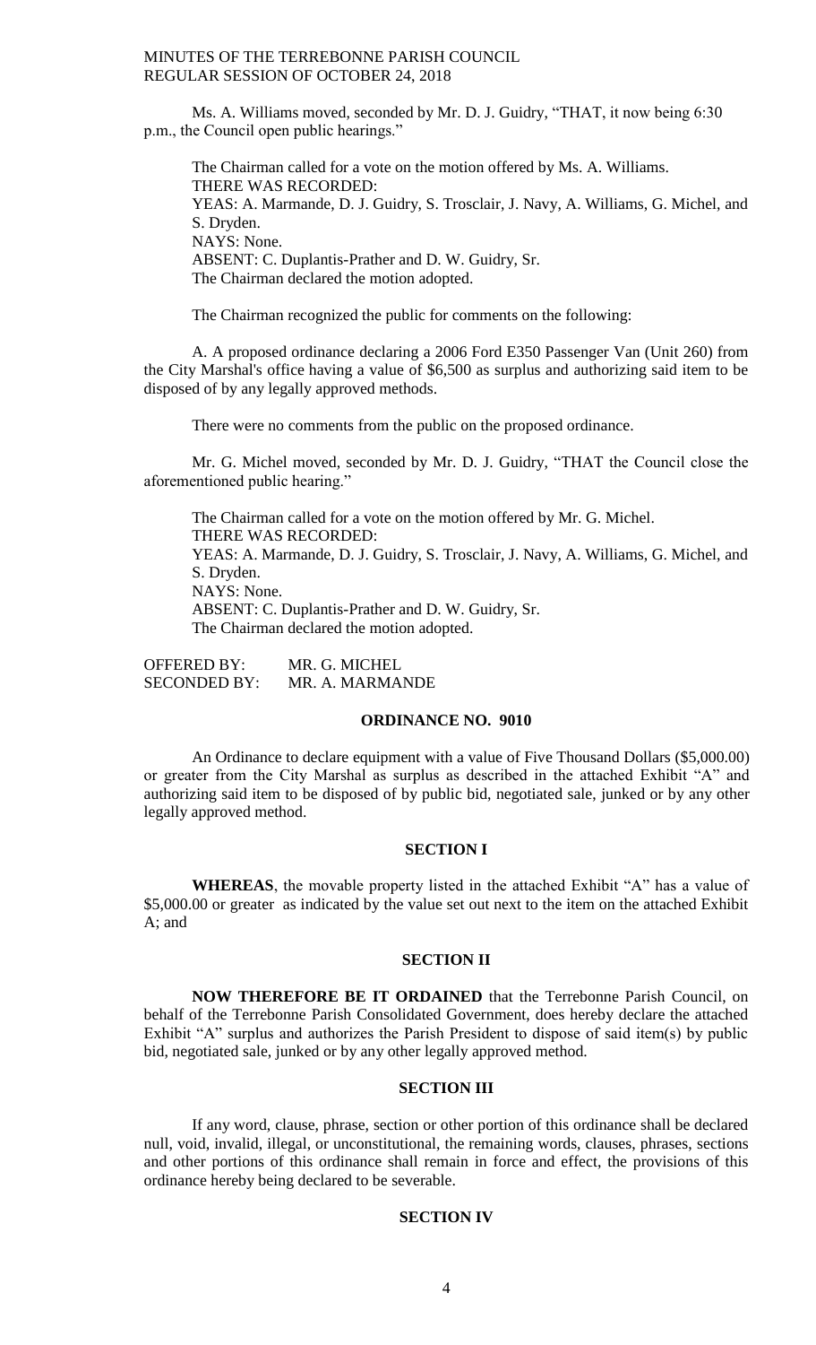Ms. A. Williams moved, seconded by Mr. D. J. Guidry, "THAT, it now being 6:30 p.m., the Council open public hearings."

The Chairman called for a vote on the motion offered by Ms. A. Williams.
THERE WAS RECORDED:
YEAS: A. Marmande, D. J. Guidry, S. Trosclair, J. Navy, A. Williams, G. Michel, and S. Dryden.
NAYS: None.
ABSENT: C. Duplantis-Prather and D. W. Guidry, Sr.
The Chairman declared the motion adopted.

The Chairman recognized the public for comments on the following:

A. A proposed ordinance declaring a 2006 Ford E350 Passenger Van (Unit 260) from the City Marshal's office having a value of $6,500 as surplus and authorizing said item to be disposed of by any legally approved methods.

There were no comments from the public on the proposed ordinance.

Mr. G. Michel moved, seconded by Mr. D. J. Guidry, "THAT the Council close the aforementioned public hearing."

The Chairman called for a vote on the motion offered by Mr. G. Michel.
THERE WAS RECORDED:
YEAS: A. Marmande, D. J. Guidry, S. Trosclair, J. Navy, A. Williams, G. Michel, and S. Dryden.
NAYS: None.
ABSENT: C. Duplantis-Prather and D. W. Guidry, Sr.
The Chairman declared the motion adopted.

OFFERED BY: MR. G. MICHEL
SECONDED BY: MR. A. MARMANDE

**ORDINANCE NO. 9010**

An Ordinance to declare equipment with a value of Five Thousand Dollars ($5,000.00) or greater from the City Marshal as surplus as described in the attached Exhibit "A" and authorizing said item to be disposed of by public bid, negotiated sale, junked or by any other legally approved method.

**SECTION I**

**WHEREAS**, the movable property listed in the attached Exhibit "A" has a value of $5,000.00 or greater as indicated by the value set out next to the item on the attached Exhibit A; and

**SECTION II**

**NOW THEREFORE BE IT ORDAINED** that the Terrebonne Parish Council, on behalf of the Terrebonne Parish Consolidated Government, does hereby declare the attached Exhibit "A" surplus and authorizes the Parish President to dispose of said item(s) by public bid, negotiated sale, junked or by any other legally approved method.

**SECTION III**

If any word, clause, phrase, section or other portion of this ordinance shall be declared null, void, invalid, illegal, or unconstitutional, the remaining words, clauses, phrases, sections and other portions of this ordinance shall remain in force and effect, the provisions of this ordinance hereby being declared to be severable.

**SECTION IV**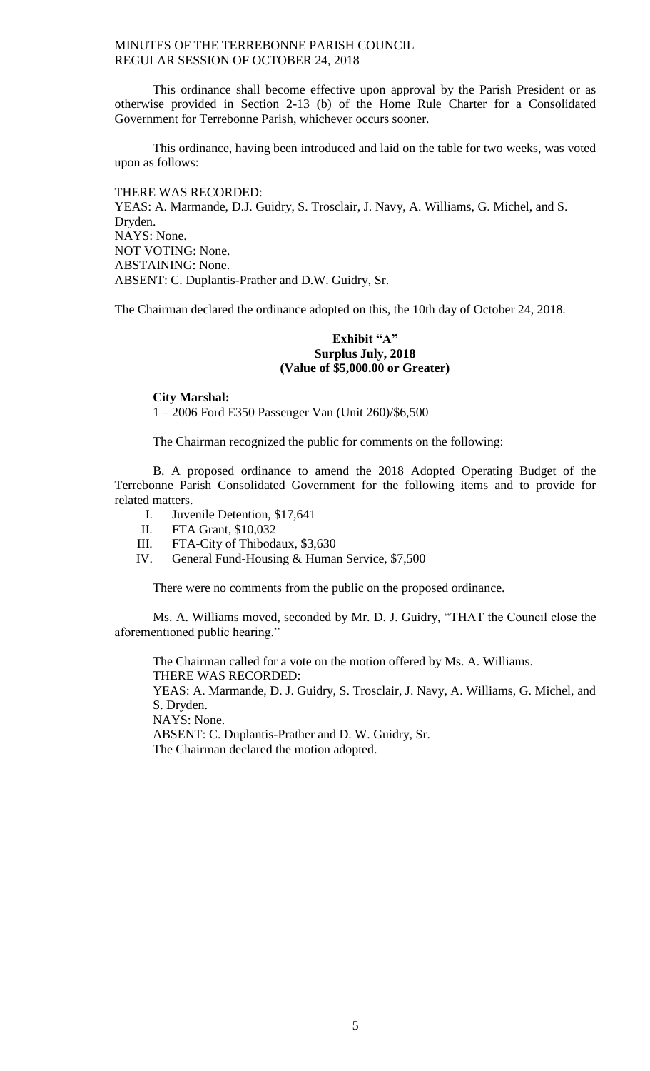This ordinance shall become effective upon approval by the Parish President or as otherwise provided in Section 2-13 (b) of the Home Rule Charter for a Consolidated Government for Terrebonne Parish, whichever occurs sooner.

This ordinance, having been introduced and laid on the table for two weeks, was voted upon as follows:

THERE WAS RECORDED:
YEAS: A. Marmande, D.J. Guidry, S. Trosclair, J. Navy, A. Williams, G. Michel, and S. Dryden.
NAYS: None.
NOT VOTING: None.
ABSTAINING: None.
ABSENT: C. Duplantis-Prather and D.W. Guidry, Sr.

The Chairman declared the ordinance adopted on this, the 10th day of October 24, 2018.

**Exhibit "A"**
**Surplus July, 2018**
**(Value of $5,000.00 or Greater)**

**City Marshal:**
1 – 2006 Ford E350 Passenger Van (Unit 260)/$6,500

The Chairman recognized the public for comments on the following:

B. A proposed ordinance to amend the 2018 Adopted Operating Budget of the Terrebonne Parish Consolidated Government for the following items and to provide for related matters.

I. Juvenile Detention, $17,641
II. FTA Grant, $10,032
III. FTA-City of Thibodaux, $3,630
IV. General Fund-Housing & Human Service, $7,500

There were no comments from the public on the proposed ordinance.

Ms. A. Williams moved, seconded by Mr. D. J. Guidry, "THAT the Council close the aforementioned public hearing."

The Chairman called for a vote on the motion offered by Ms. A. Williams.
THERE WAS RECORDED:
YEAS: A. Marmande, D. J. Guidry, S. Trosclair, J. Navy, A. Williams, G. Michel, and S. Dryden.
NAYS: None.
ABSENT: C. Duplantis-Prather and D. W. Guidry, Sr.
The Chairman declared the motion adopted.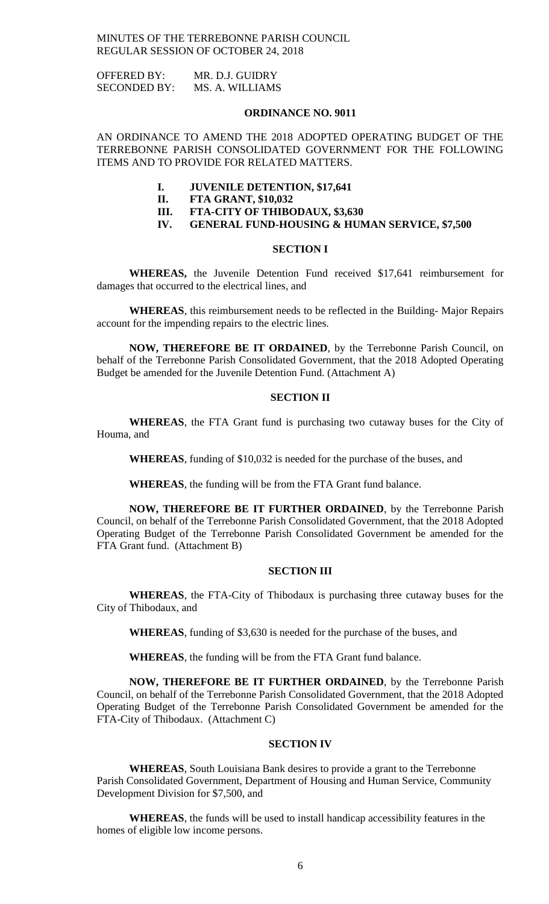MINUTES OF THE TERREBONNE PARISH COUNCIL
REGULAR SESSION OF OCTOBER 24, 2018

OFFERED BY: MR. D.J. GUIDRY
SECONDED BY: MS. A. WILLIAMS

**ORDINANCE NO. 9011**

AN ORDINANCE TO AMEND THE 2018 ADOPTED OPERATING BUDGET OF THE TERREBONNE PARISH CONSOLIDATED GOVERNMENT FOR THE FOLLOWING ITEMS AND TO PROVIDE FOR RELATED MATTERS.

**I. JUVENILE DETENTION, $17,641**
**II. FTA GRANT, $10,032**
**III. FTA-CITY OF THIBODAUX, $3,630**
**IV. GENERAL FUND-HOUSING & HUMAN SERVICE, $7,500**

**SECTION I**

**WHEREAS,** the Juvenile Detention Fund received $17,641 reimbursement for damages that occurred to the electrical lines, and

**WHEREAS**, this reimbursement needs to be reflected in the Building- Major Repairs account for the impending repairs to the electric lines.

**NOW, THEREFORE BE IT ORDAINED**, by the Terrebonne Parish Council, on behalf of the Terrebonne Parish Consolidated Government, that the 2018 Adopted Operating Budget be amended for the Juvenile Detention Fund. (Attachment A)

**SECTION II**

**WHEREAS**, the FTA Grant fund is purchasing two cutaway buses for the City of Houma, and

**WHEREAS**, funding of $10,032 is needed for the purchase of the buses, and

**WHEREAS**, the funding will be from the FTA Grant fund balance.

**NOW, THEREFORE BE IT FURTHER ORDAINED**, by the Terrebonne Parish Council, on behalf of the Terrebonne Parish Consolidated Government, that the 2018 Adopted Operating Budget of the Terrebonne Parish Consolidated Government be amended for the FTA Grant fund. (Attachment B)

**SECTION III**

**WHEREAS**, the FTA-City of Thibodaux is purchasing three cutaway buses for the City of Thibodaux, and

**WHEREAS**, funding of $3,630 is needed for the purchase of the buses, and

**WHEREAS**, the funding will be from the FTA Grant fund balance.

**NOW, THEREFORE BE IT FURTHER ORDAINED**, by the Terrebonne Parish Council, on behalf of the Terrebonne Parish Consolidated Government, that the 2018 Adopted Operating Budget of the Terrebonne Parish Consolidated Government be amended for the FTA-City of Thibodaux. (Attachment C)

**SECTION IV**

**WHEREAS**, South Louisiana Bank desires to provide a grant to the Terrebonne Parish Consolidated Government, Department of Housing and Human Service, Community Development Division for $7,500, and

**WHEREAS**, the funds will be used to install handicap accessibility features in the homes of eligible low income persons.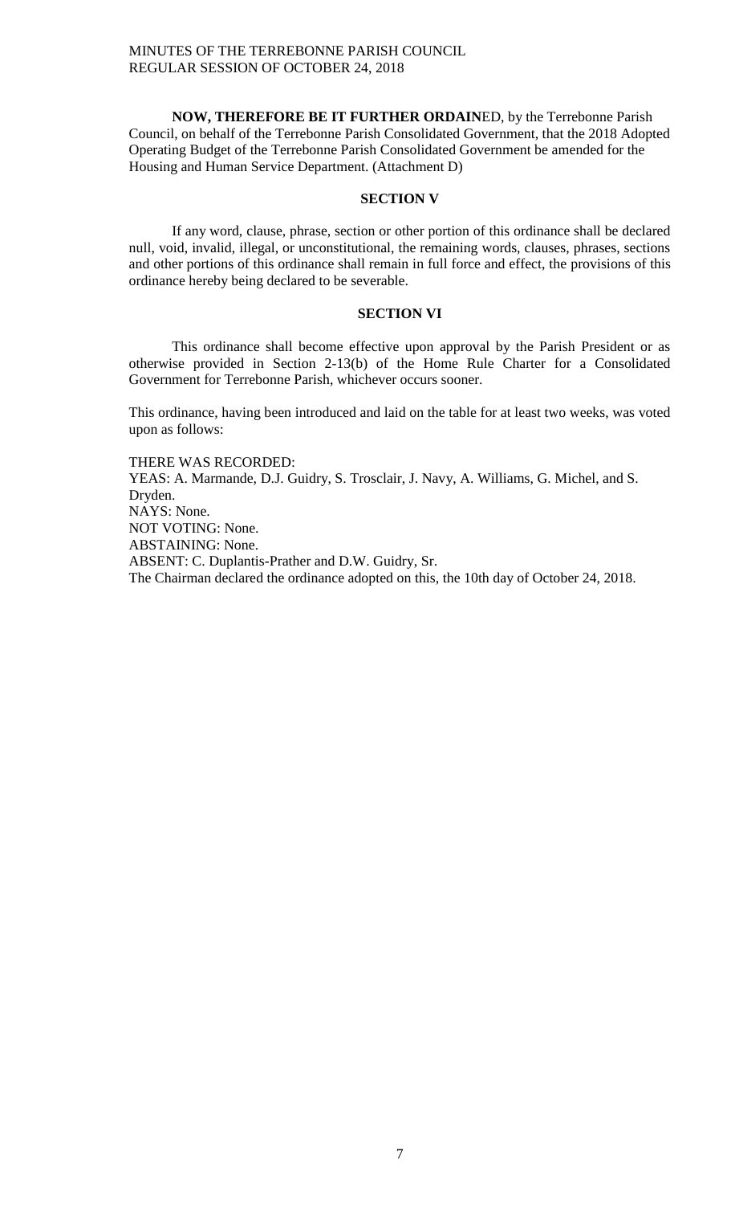**NOW, THEREFORE BE IT FURTHER ORDAIN**ED, by the Terrebonne Parish Council, on behalf of the Terrebonne Parish Consolidated Government, that the 2018 Adopted Operating Budget of the Terrebonne Parish Consolidated Government be amended for the Housing and Human Service Department. (Attachment D)

**SECTION V**

If any word, clause, phrase, section or other portion of this ordinance shall be declared null, void, invalid, illegal, or unconstitutional, the remaining words, clauses, phrases, sections and other portions of this ordinance shall remain in full force and effect, the provisions of this ordinance hereby being declared to be severable.

**SECTION VI**

This ordinance shall become effective upon approval by the Parish President or as otherwise provided in Section 2-13(b) of the Home Rule Charter for a Consolidated Government for Terrebonne Parish, whichever occurs sooner.

This ordinance, having been introduced and laid on the table for at least two weeks, was voted upon as follows:

THERE WAS RECORDED:
YEAS: A. Marmande, D.J. Guidry, S. Trosclair, J. Navy, A. Williams, G. Michel, and S. Dryden.
NAYS: None.
NOT VOTING: None.
ABSTAINING: None.
ABSENT: C. Duplantis-Prather and D.W. Guidry, Sr.
The Chairman declared the ordinance adopted on this, the 10th day of October 24, 2018.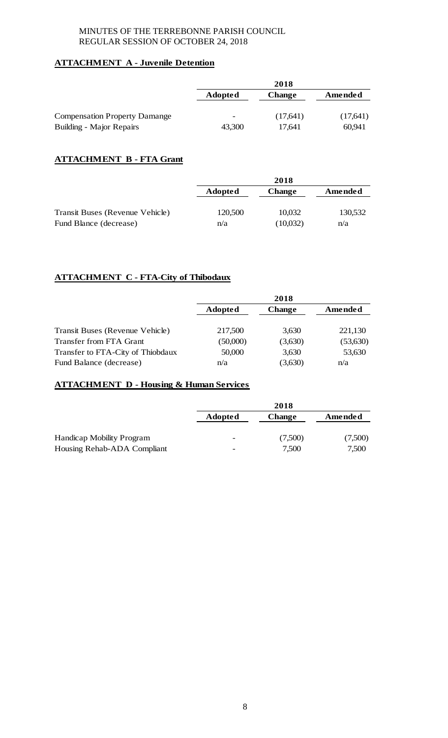MINUTES OF THE TERREBONNE PARISH COUNCIL
REGULAR SESSION OF OCTOBER 24, 2018

**ATTACHMENT A - Juvenile Detention**

| | 2018 | | |
|---|---|---|---|
| | **Adopted** | **Change** | **Amended** |
| Compensation Property Damange | - | (17,641) | (17,641) |
| Building - Major Repairs | 43,300 | 17,641 | 60,941 |

**ATTACHMENT B - FTA Grant**

| | 2018 | | |
|---|---|---|---|
| | **Adopted** | **Change** | **Amended** |
| Transit Buses (Revenue Vehicle) | 120,500 | 10,032 | 130,532 |
| Fund Blance (decrease) | n/a | (10,032) | n/a |

**ATTACHMENT C - FTA-City of Thibodaux**

| | 2018 | | |
|---|---|---|---|
| | **Adopted** | **Change** | **Amended** |
| Transit Buses (Revenue Vehicle) | 217,500 | 3,630 | 221,130 |
| Transfer from FTA Grant | (50,000) | (3,630) | (53,630) |
| Transfer to FTA-City of Thiobdaux | 50,000 | 3,630 | 53,630 |
| Fund Balance (decrease) | n/a | (3,630) | n/a |

**ATTACHMENT D - Housing & Human Services**

| | 2018 | | |
|---|---|---|---|
| | **Adopted** | **Change** | **Amended** |
| Handicap Mobility Program | - | (7,500) | (7,500) |
| Housing Rehab-ADA Compliant | - | 7,500 | 7,500 |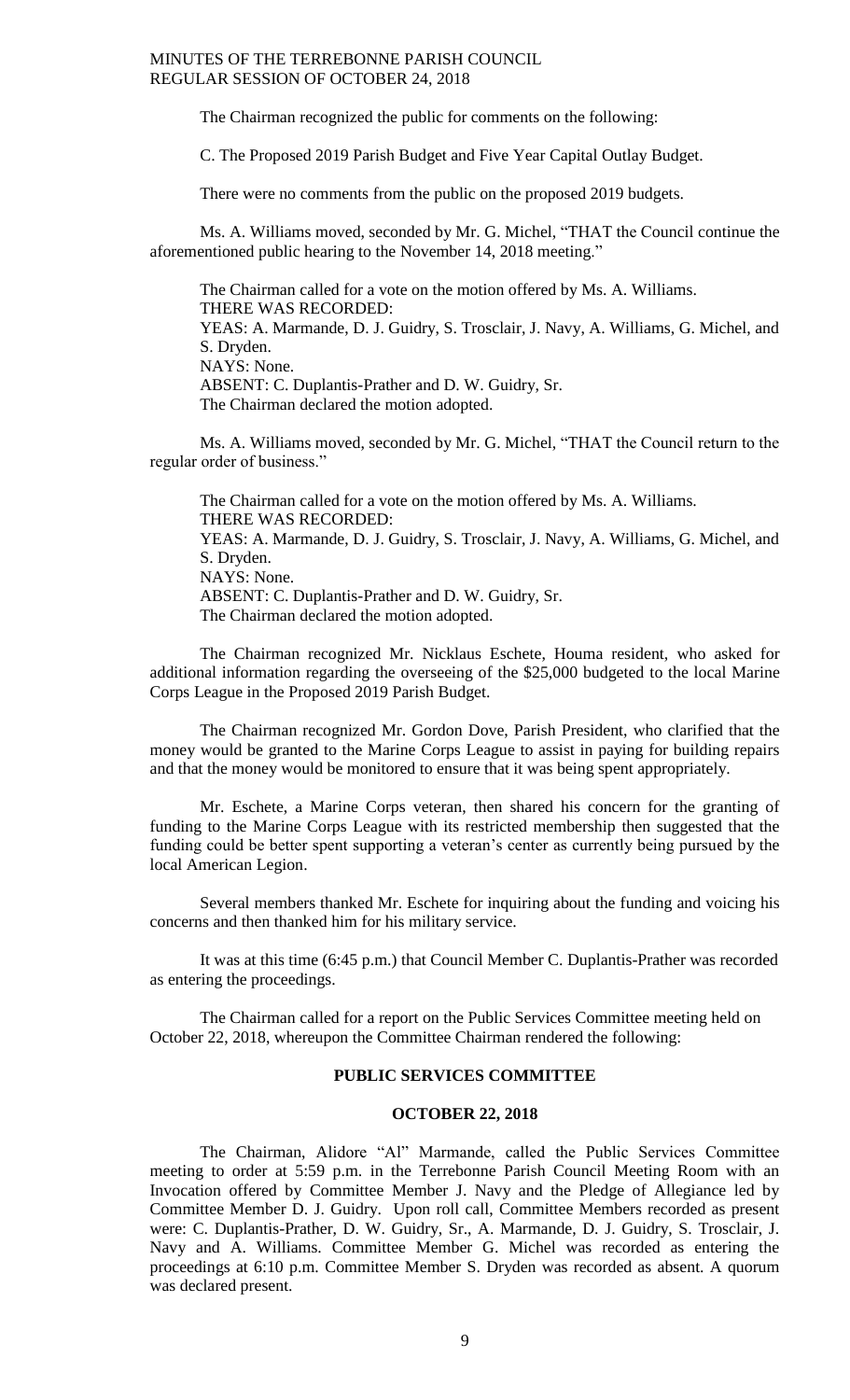The Chairman recognized the public for comments on the following:

C. The Proposed 2019 Parish Budget and Five Year Capital Outlay Budget.

There were no comments from the public on the proposed 2019 budgets.

Ms. A. Williams moved, seconded by Mr. G. Michel, "THAT the Council continue the aforementioned public hearing to the November 14, 2018 meeting."

The Chairman called for a vote on the motion offered by Ms. A. Williams.
THERE WAS RECORDED:
YEAS: A. Marmande, D. J. Guidry, S. Trosclair, J. Navy, A. Williams, G. Michel, and S. Dryden.
NAYS: None.
ABSENT: C. Duplantis-Prather and D. W. Guidry, Sr.
The Chairman declared the motion adopted.

Ms. A. Williams moved, seconded by Mr. G. Michel, "THAT the Council return to the regular order of business."

The Chairman called for a vote on the motion offered by Ms. A. Williams.
THERE WAS RECORDED:
YEAS: A. Marmande, D. J. Guidry, S. Trosclair, J. Navy, A. Williams, G. Michel, and S. Dryden.
NAYS: None.
ABSENT: C. Duplantis-Prather and D. W. Guidry, Sr.
The Chairman declared the motion adopted.

The Chairman recognized Mr. Nicklaus Eschete, Houma resident, who asked for additional information regarding the overseeing of the $25,000 budgeted to the local Marine Corps League in the Proposed 2019 Parish Budget.

The Chairman recognized Mr. Gordon Dove, Parish President, who clarified that the money would be granted to the Marine Corps League to assist in paying for building repairs and that the money would be monitored to ensure that it was being spent appropriately.

Mr. Eschete, a Marine Corps veteran, then shared his concern for the granting of funding to the Marine Corps League with its restricted membership then suggested that the funding could be better spent supporting a veteran's center as currently being pursued by the local American Legion.

Several members thanked Mr. Eschete for inquiring about the funding and voicing his concerns and then thanked him for his military service.

It was at this time (6:45 p.m.) that Council Member C. Duplantis-Prather was recorded as entering the proceedings.

The Chairman called for a report on the Public Services Committee meeting held on October 22, 2018, whereupon the Committee Chairman rendered the following:

## PUBLIC SERVICES COMMITTEE

## OCTOBER 22, 2018

The Chairman, Alidore "Al" Marmande, called the Public Services Committee meeting to order at 5:59 p.m. in the Terrebonne Parish Council Meeting Room with an Invocation offered by Committee Member J. Navy and the Pledge of Allegiance led by Committee Member D. J. Guidry. Upon roll call, Committee Members recorded as present were: C. Duplantis-Prather, D. W. Guidry, Sr., A. Marmande, D. J. Guidry, S. Trosclair, J. Navy and A. Williams. Committee Member G. Michel was recorded as entering the proceedings at 6:10 p.m. Committee Member S. Dryden was recorded as absent. A quorum was declared present.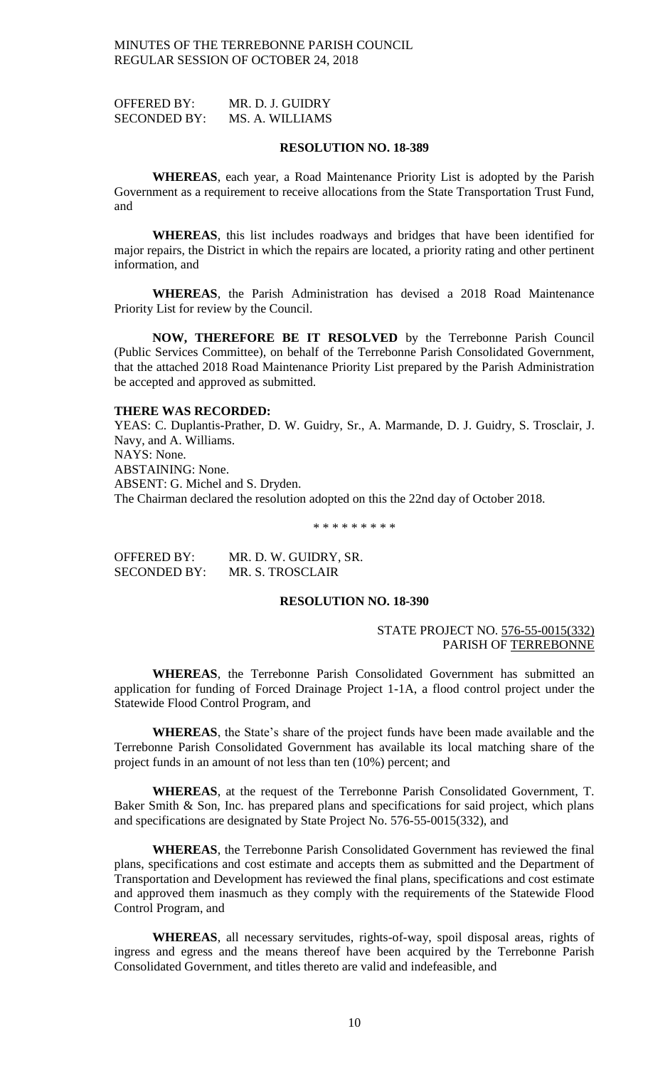OFFERED BY: MR. D. J. GUIDRY
SECONDED BY: MS. A. WILLIAMS

**RESOLUTION NO. 18-389**

**WHEREAS**, each year, a Road Maintenance Priority List is adopted by the Parish Government as a requirement to receive allocations from the State Transportation Trust Fund, and

**WHEREAS**, this list includes roadways and bridges that have been identified for major repairs, the District in which the repairs are located, a priority rating and other pertinent information, and

**WHEREAS**, the Parish Administration has devised a 2018 Road Maintenance Priority List for review by the Council.

**NOW, THEREFORE BE IT RESOLVED** by the Terrebonne Parish Council (Public Services Committee), on behalf of the Terrebonne Parish Consolidated Government, that the attached 2018 Road Maintenance Priority List prepared by the Parish Administration be accepted and approved as submitted.

**THERE WAS RECORDED:**
YEAS: C. Duplantis-Prather, D. W. Guidry, Sr., A. Marmande, D. J. Guidry, S. Trosclair, J. Navy, and A. Williams.
NAYS: None.
ABSTAINING: None.
ABSENT: G. Michel and S. Dryden.
The Chairman declared the resolution adopted on this the 22nd day of October 2018.

\* \* \* \* \* \* \* \* \*

OFFERED BY: MR. D. W. GUIDRY, SR.
SECONDED BY: MR. S. TROSCLAIR

**RESOLUTION NO. 18-390**

STATE PROJECT NO. 576-55-0015(332)
PARISH OF TERREBONNE

**WHEREAS**, the Terrebonne Parish Consolidated Government has submitted an application for funding of Forced Drainage Project 1-1A, a flood control project under the Statewide Flood Control Program, and

**WHEREAS**, the State's share of the project funds have been made available and the Terrebonne Parish Consolidated Government has available its local matching share of the project funds in an amount of not less than ten (10%) percent; and

**WHEREAS**, at the request of the Terrebonne Parish Consolidated Government, T. Baker Smith & Son, Inc. has prepared plans and specifications for said project, which plans and specifications are designated by State Project No. 576-55-0015(332), and

**WHEREAS**, the Terrebonne Parish Consolidated Government has reviewed the final plans, specifications and cost estimate and accepts them as submitted and the Department of Transportation and Development has reviewed the final plans, specifications and cost estimate and approved them inasmuch as they comply with the requirements of the Statewide Flood Control Program, and

**WHEREAS**, all necessary servitudes, rights-of-way, spoil disposal areas, rights of ingress and egress and the means thereof have been acquired by the Terrebonne Parish Consolidated Government, and titles thereto are valid and indefeasible, and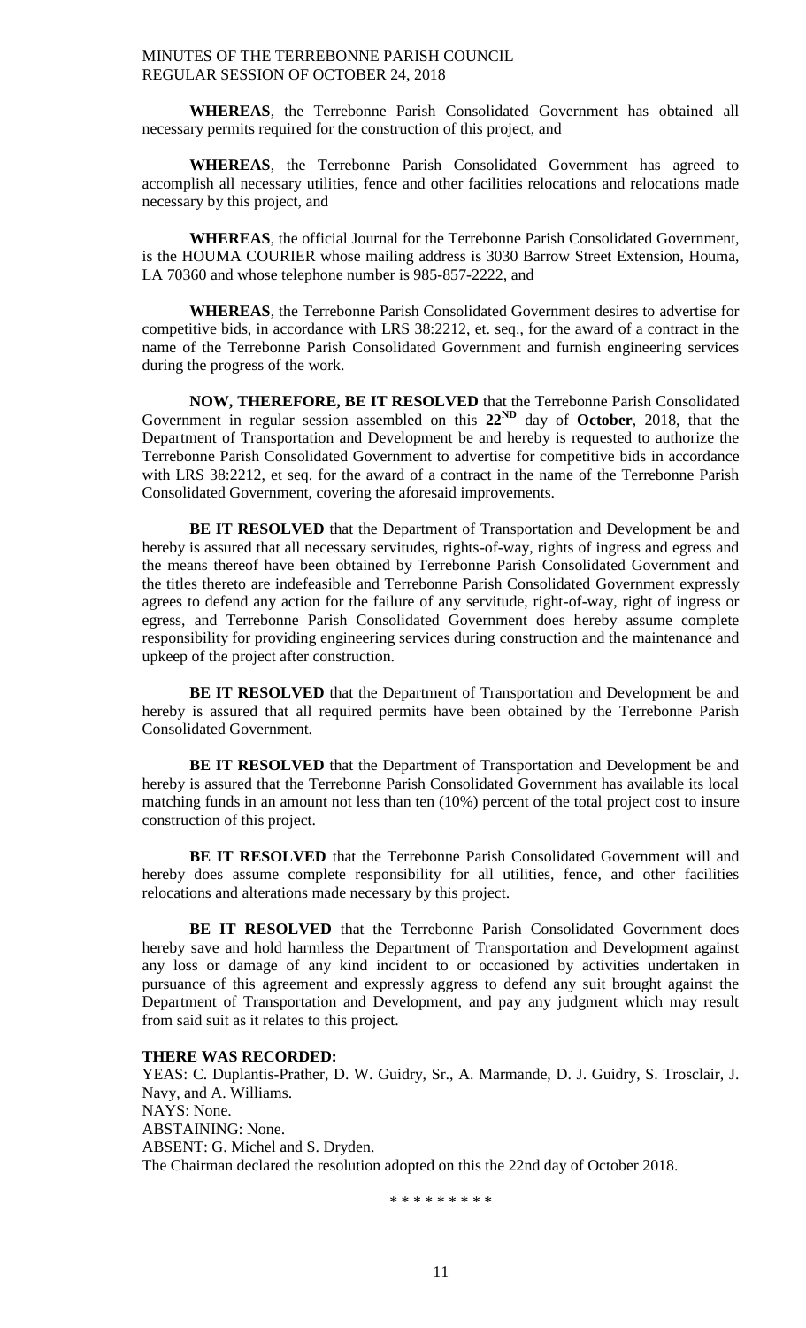**WHEREAS**, the Terrebonne Parish Consolidated Government has obtained all necessary permits required for the construction of this project, and

**WHEREAS**, the Terrebonne Parish Consolidated Government has agreed to accomplish all necessary utilities, fence and other facilities relocations and relocations made necessary by this project, and

**WHEREAS**, the official Journal for the Terrebonne Parish Consolidated Government, is the HOUMA COURIER whose mailing address is 3030 Barrow Street Extension, Houma, LA 70360 and whose telephone number is 985-857-2222, and

**WHEREAS**, the Terrebonne Parish Consolidated Government desires to advertise for competitive bids, in accordance with LRS 38:2212, et. seq., for the award of a contract in the name of the Terrebonne Parish Consolidated Government and furnish engineering services during the progress of the work.

**NOW, THEREFORE, BE IT RESOLVED** that the Terrebonne Parish Consolidated Government in regular session assembled on this **22^ND** day of **October**, 2018, that the Department of Transportation and Development be and hereby is requested to authorize the Terrebonne Parish Consolidated Government to advertise for competitive bids in accordance with LRS 38:2212, et seq. for the award of a contract in the name of the Terrebonne Parish Consolidated Government, covering the aforesaid improvements.

**BE IT RESOLVED** that the Department of Transportation and Development be and hereby is assured that all necessary servitudes, rights-of-way, rights of ingress and egress and the means thereof have been obtained by Terrebonne Parish Consolidated Government and the titles thereto are indefeasible and Terrebonne Parish Consolidated Government expressly agrees to defend any action for the failure of any servitude, right-of-way, right of ingress or egress, and Terrebonne Parish Consolidated Government does hereby assume complete responsibility for providing engineering services during construction and the maintenance and upkeep of the project after construction.

**BE IT RESOLVED** that the Department of Transportation and Development be and hereby is assured that all required permits have been obtained by the Terrebonne Parish Consolidated Government.

**BE IT RESOLVED** that the Department of Transportation and Development be and hereby is assured that the Terrebonne Parish Consolidated Government has available its local matching funds in an amount not less than ten (10%) percent of the total project cost to insure construction of this project.

**BE IT RESOLVED** that the Terrebonne Parish Consolidated Government will and hereby does assume complete responsibility for all utilities, fence, and other facilities relocations and alterations made necessary by this project.

**BE IT RESOLVED** that the Terrebonne Parish Consolidated Government does hereby save and hold harmless the Department of Transportation and Development against any loss or damage of any kind incident to or occasioned by activities undertaken in pursuance of this agreement and expressly aggress to defend any suit brought against the Department of Transportation and Development, and pay any judgment which may result from said suit as it relates to this project.

**THERE WAS RECORDED:**
YEAS: C. Duplantis-Prather, D. W. Guidry, Sr., A. Marmande, D. J. Guidry, S. Trosclair, J. Navy, and A. Williams.
NAYS: None.
ABSTAINING: None.
ABSENT: G. Michel and S. Dryden.
The Chairman declared the resolution adopted on this the 22nd day of October 2018.

\* \* \* \* \* \* \* \* \*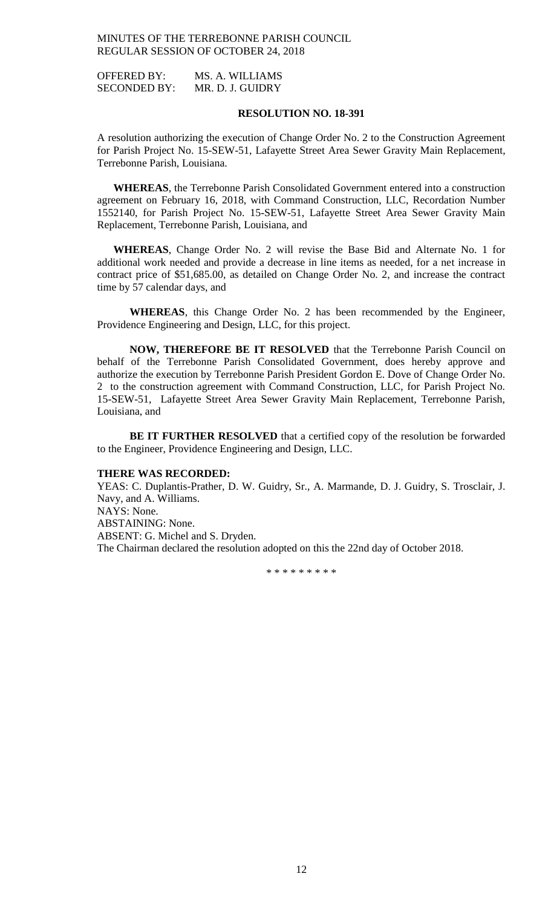OFFERED BY: MS. A. WILLIAMS
SECONDED BY: MR. D. J. GUIDRY

**RESOLUTION NO. 18-391**

A resolution authorizing the execution of Change Order No. 2 to the Construction Agreement for Parish Project No. 15-SEW-51, Lafayette Street Area Sewer Gravity Main Replacement, Terrebonne Parish, Louisiana.

**WHEREAS**, the Terrebonne Parish Consolidated Government entered into a construction agreement on February 16, 2018, with Command Construction, LLC, Recordation Number 1552140, for Parish Project No. 15-SEW-51, Lafayette Street Area Sewer Gravity Main Replacement, Terrebonne Parish, Louisiana, and

**WHEREAS**, Change Order No. 2 will revise the Base Bid and Alternate No. 1 for additional work needed and provide a decrease in line items as needed, for a net increase in contract price of $51,685.00, as detailed on Change Order No. 2, and increase the contract time by 57 calendar days, and

**WHEREAS**, this Change Order No. 2 has been recommended by the Engineer, Providence Engineering and Design, LLC, for this project.

**NOW, THEREFORE BE IT RESOLVED** that the Terrebonne Parish Council on behalf of the Terrebonne Parish Consolidated Government, does hereby approve and authorize the execution by Terrebonne Parish President Gordon E. Dove of Change Order No. 2 to the construction agreement with Command Construction, LLC, for Parish Project No. 15-SEW-51, Lafayette Street Area Sewer Gravity Main Replacement, Terrebonne Parish, Louisiana, and

**BE IT FURTHER RESOLVED** that a certified copy of the resolution be forwarded to the Engineer, Providence Engineering and Design, LLC.

**THERE WAS RECORDED:**
YEAS: C. Duplantis-Prather, D. W. Guidry, Sr., A. Marmande, D. J. Guidry, S. Trosclair, J. Navy, and A. Williams.
NAYS: None.
ABSTAINING: None.
ABSENT: G. Michel and S. Dryden.
The Chairman declared the resolution adopted on this the 22nd day of October 2018.

\* \* \* \* \* \* \* \* \*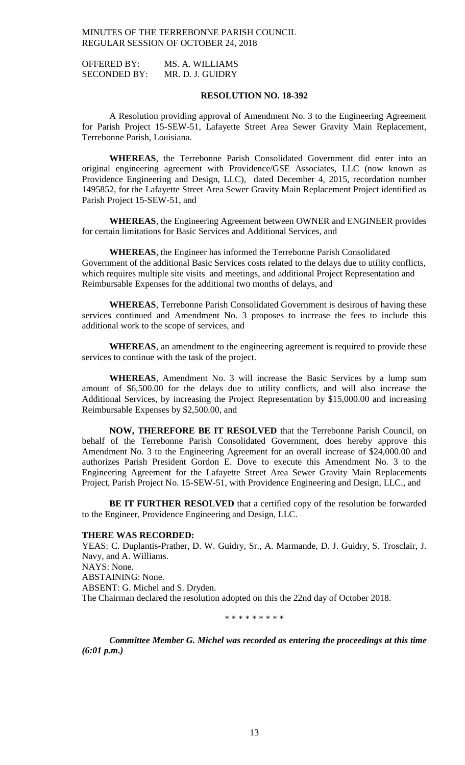OFFERED BY: MS. A. WILLIAMS
SECONDED BY: MR. D. J. GUIDRY

**RESOLUTION NO. 18-392**

A Resolution providing approval of Amendment No. 3 to the Engineering Agreement for Parish Project 15-SEW-51, Lafayette Street Area Sewer Gravity Main Replacement, Terrebonne Parish, Louisiana.

**WHEREAS**, the Terrebonne Parish Consolidated Government did enter into an original engineering agreement with Providence/GSE Associates, LLC (now known as Providence Engineering and Design, LLC), dated December 4, 2015, recordation number 1495852, for the Lafayette Street Area Sewer Gravity Main Replacement Project identified as Parish Project 15-SEW-51, and

**WHEREAS**, the Engineering Agreement between OWNER and ENGINEER provides for certain limitations for Basic Services and Additional Services, and

**WHEREAS**, the Engineer has informed the Terrebonne Parish Consolidated Government of the additional Basic Services costs related to the delays due to utility conflicts, which requires multiple site visits and meetings, and additional Project Representation and Reimbursable Expenses for the additional two months of delays, and

**WHEREAS**, Terrebonne Parish Consolidated Government is desirous of having these services continued and Amendment No. 3 proposes to increase the fees to include this additional work to the scope of services, and

**WHEREAS**, an amendment to the engineering agreement is required to provide these services to continue with the task of the project.

**WHEREAS**, Amendment No. 3 will increase the Basic Services by a lump sum amount of $6,500.00 for the delays due to utility conflicts, and will also increase the Additional Services, by increasing the Project Representation by $15,000.00 and increasing Reimbursable Expenses by $2,500.00, and

**NOW, THEREFORE BE IT RESOLVED** that the Terrebonne Parish Council, on behalf of the Terrebonne Parish Consolidated Government, does hereby approve this Amendment No. 3 to the Engineering Agreement for an overall increase of $24,000.00 and authorizes Parish President Gordon E. Dove to execute this Amendment No. 3 to the Engineering Agreement for the Lafayette Street Area Sewer Gravity Main Replacements Project, Parish Project No. 15-SEW-51, with Providence Engineering and Design, LLC., and

**BE IT FURTHER RESOLVED** that a certified copy of the resolution be forwarded to the Engineer, Providence Engineering and Design, LLC.

**THERE WAS RECORDED:**

YEAS: C. Duplantis-Prather, D. W. Guidry, Sr., A. Marmande, D. J. Guidry, S. Trosclair, J. Navy, and A. Williams.
NAYS: None.
ABSTAINING: None.
ABSENT: G. Michel and S. Dryden.
The Chairman declared the resolution adopted on this the 22nd day of October 2018.

\* \* \* \* \* \* \* \* \*

***Committee Member G. Michel was recorded as entering the proceedings at this time (6:01 p.m.)***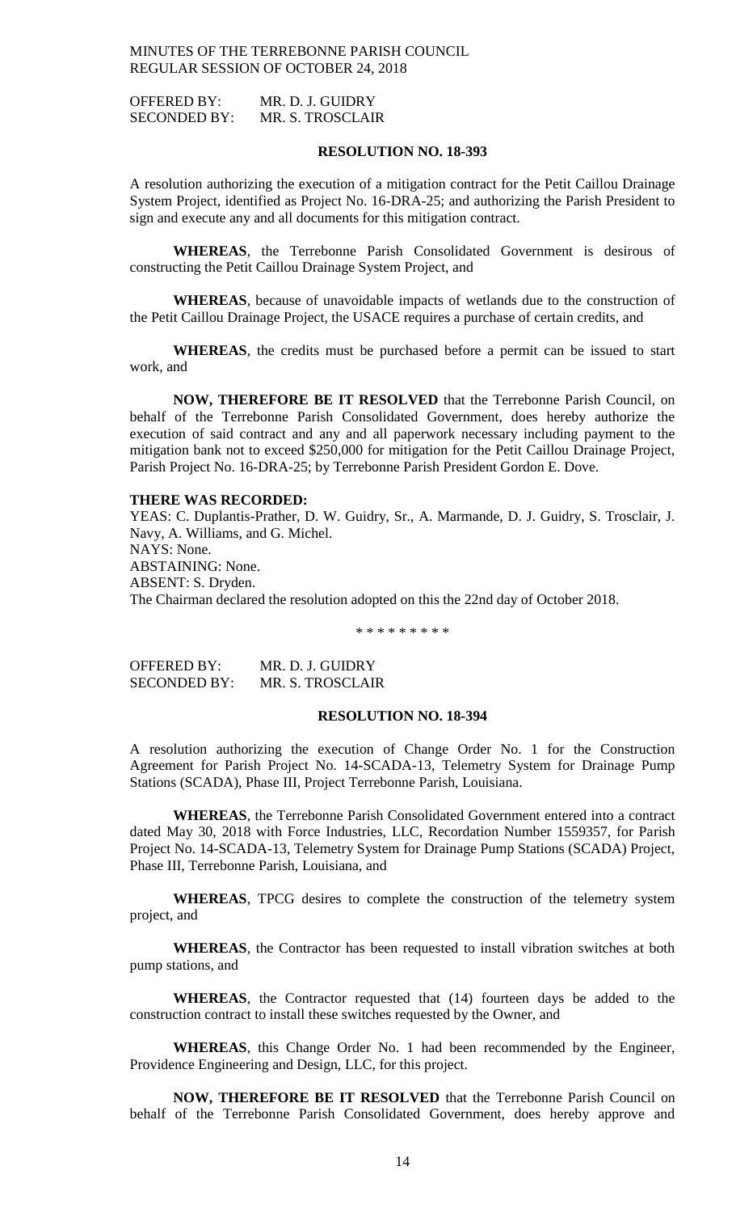OFFERED BY: MR. D. J. GUIDRY
SECONDED BY: MR. S. TROSCLAIR

**RESOLUTION NO. 18-393**

A resolution authorizing the execution of a mitigation contract for the Petit Caillou Drainage System Project, identified as Project No. 16-DRA-25; and authorizing the Parish President to sign and execute any and all documents for this mitigation contract.

**WHEREAS**, the Terrebonne Parish Consolidated Government is desirous of constructing the Petit Caillou Drainage System Project, and

**WHEREAS**, because of unavoidable impacts of wetlands due to the construction of the Petit Caillou Drainage Project, the USACE requires a purchase of certain credits, and

**WHEREAS**, the credits must be purchased before a permit can be issued to start work, and

**NOW, THEREFORE BE IT RESOLVED** that the Terrebonne Parish Council, on behalf of the Terrebonne Parish Consolidated Government, does hereby authorize the execution of said contract and any and all paperwork necessary including payment to the mitigation bank not to exceed $250,000 for mitigation for the Petit Caillou Drainage Project, Parish Project No. 16-DRA-25; by Terrebonne Parish President Gordon E. Dove.

**THERE WAS RECORDED:**
YEAS: C. Duplantis-Prather, D. W. Guidry, Sr., A. Marmande, D. J. Guidry, S. Trosclair, J. Navy, A. Williams, and G. Michel.
NAYS: None.
ABSTAINING: None.
ABSENT: S. Dryden.
The Chairman declared the resolution adopted on this the 22nd day of October 2018.

\* \* \* \* \* \* \* \* \*

OFFERED BY: MR. D. J. GUIDRY
SECONDED BY: MR. S. TROSCLAIR

**RESOLUTION NO. 18-394**

A resolution authorizing the execution of Change Order No. 1 for the Construction Agreement for Parish Project No. 14-SCADA-13, Telemetry System for Drainage Pump Stations (SCADA), Phase III, Project Terrebonne Parish, Louisiana.

**WHEREAS**, the Terrebonne Parish Consolidated Government entered into a contract dated May 30, 2018 with Force Industries, LLC, Recordation Number 1559357, for Parish Project No. 14-SCADA-13, Telemetry System for Drainage Pump Stations (SCADA) Project, Phase III, Terrebonne Parish, Louisiana, and

**WHEREAS**, TPCG desires to complete the construction of the telemetry system project, and

**WHEREAS**, the Contractor has been requested to install vibration switches at both pump stations, and

**WHEREAS**, the Contractor requested that (14) fourteen days be added to the construction contract to install these switches requested by the Owner, and

**WHEREAS**, this Change Order No. 1 had been recommended by the Engineer, Providence Engineering and Design, LLC, for this project.

**NOW, THEREFORE BE IT RESOLVED** that the Terrebonne Parish Council on behalf of the Terrebonne Parish Consolidated Government, does hereby approve and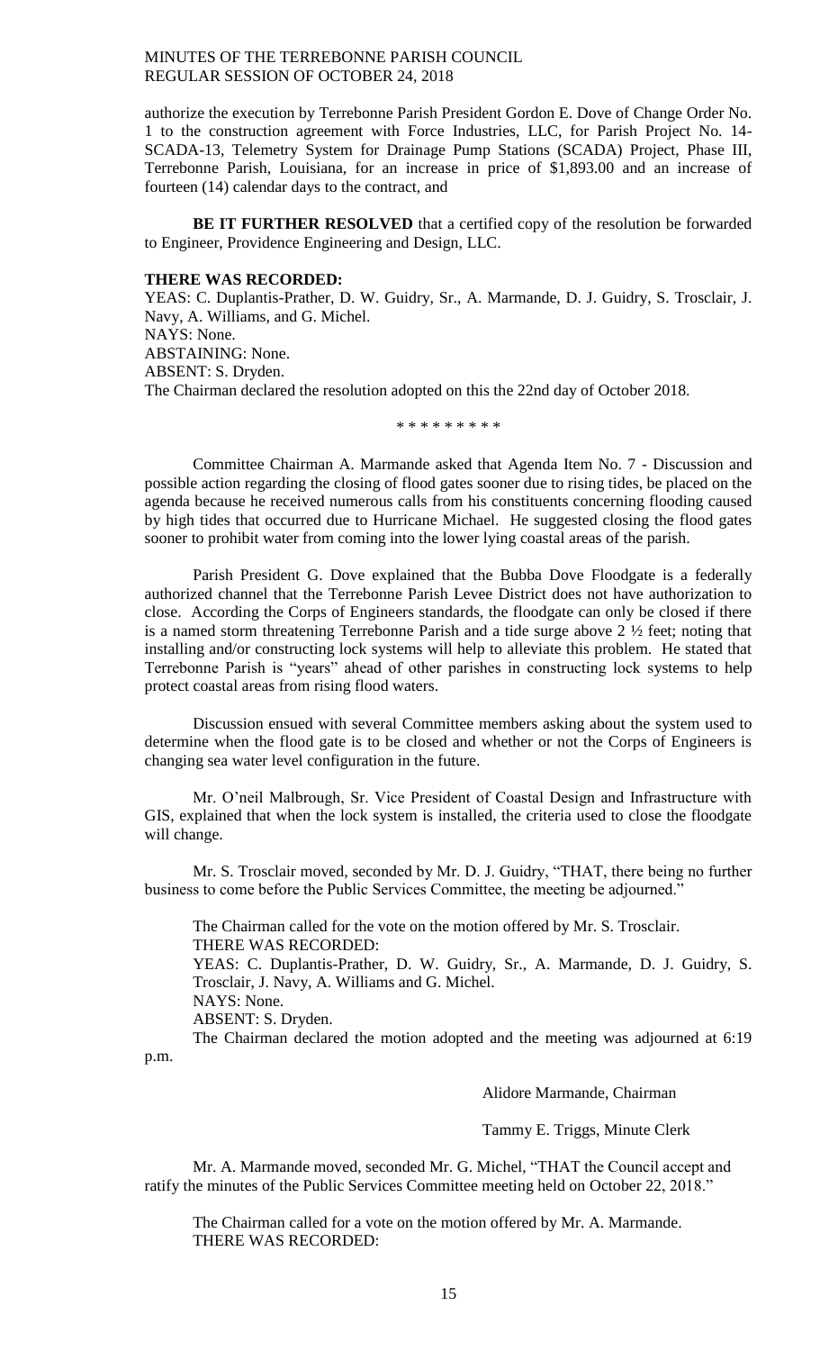authorize the execution by Terrebonne Parish President Gordon E. Dove of Change Order No. 1 to the construction agreement with Force Industries, LLC, for Parish Project No. 14-SCADA-13, Telemetry System for Drainage Pump Stations (SCADA) Project, Phase III, Terrebonne Parish, Louisiana, for an increase in price of $1,893.00 and an increase of fourteen (14) calendar days to the contract, and

**BE IT FURTHER RESOLVED** that a certified copy of the resolution be forwarded to Engineer, Providence Engineering and Design, LLC.

**THERE WAS RECORDED:**

YEAS: C. Duplantis-Prather, D. W. Guidry, Sr., A. Marmande, D. J. Guidry, S. Trosclair, J. Navy, A. Williams, and G. Michel.
NAYS: None.
ABSTAINING: None.
ABSENT: S. Dryden.
The Chairman declared the resolution adopted on this the 22nd day of October 2018.

\* \* \* \* \* \* \* \* \*

Committee Chairman A. Marmande asked that Agenda Item No. 7 - Discussion and possible action regarding the closing of flood gates sooner due to rising tides, be placed on the agenda because he received numerous calls from his constituents concerning flooding caused by high tides that occurred due to Hurricane Michael. He suggested closing the flood gates sooner to prohibit water from coming into the lower lying coastal areas of the parish.

Parish President G. Dove explained that the Bubba Dove Floodgate is a federally authorized channel that the Terrebonne Parish Levee District does not have authorization to close. According the Corps of Engineers standards, the floodgate can only be closed if there is a named storm threatening Terrebonne Parish and a tide surge above 2 ½ feet; noting that installing and/or constructing lock systems will help to alleviate this problem. He stated that Terrebonne Parish is "years" ahead of other parishes in constructing lock systems to help protect coastal areas from rising flood waters.

Discussion ensued with several Committee members asking about the system used to determine when the flood gate is to be closed and whether or not the Corps of Engineers is changing sea water level configuration in the future.

Mr. O'neil Malbrough, Sr. Vice President of Coastal Design and Infrastructure with GIS, explained that when the lock system is installed, the criteria used to close the floodgate will change.

Mr. S. Trosclair moved, seconded by Mr. D. J. Guidry, "THAT, there being no further business to come before the Public Services Committee, the meeting be adjourned."

The Chairman called for the vote on the motion offered by Mr. S. Trosclair.
THERE WAS RECORDED:
YEAS: C. Duplantis-Prather, D. W. Guidry, Sr., A. Marmande, D. J. Guidry, S. Trosclair, J. Navy, A. Williams and G. Michel.
NAYS: None.
ABSENT: S. Dryden.
The Chairman declared the motion adopted and the meeting was adjourned at 6:19 p.m.

Alidore Marmande, Chairman

Tammy E. Triggs, Minute Clerk

Mr. A. Marmande moved, seconded Mr. G. Michel, "THAT the Council accept and ratify the minutes of the Public Services Committee meeting held on October 22, 2018."

The Chairman called for a vote on the motion offered by Mr. A. Marmande.
THERE WAS RECORDED: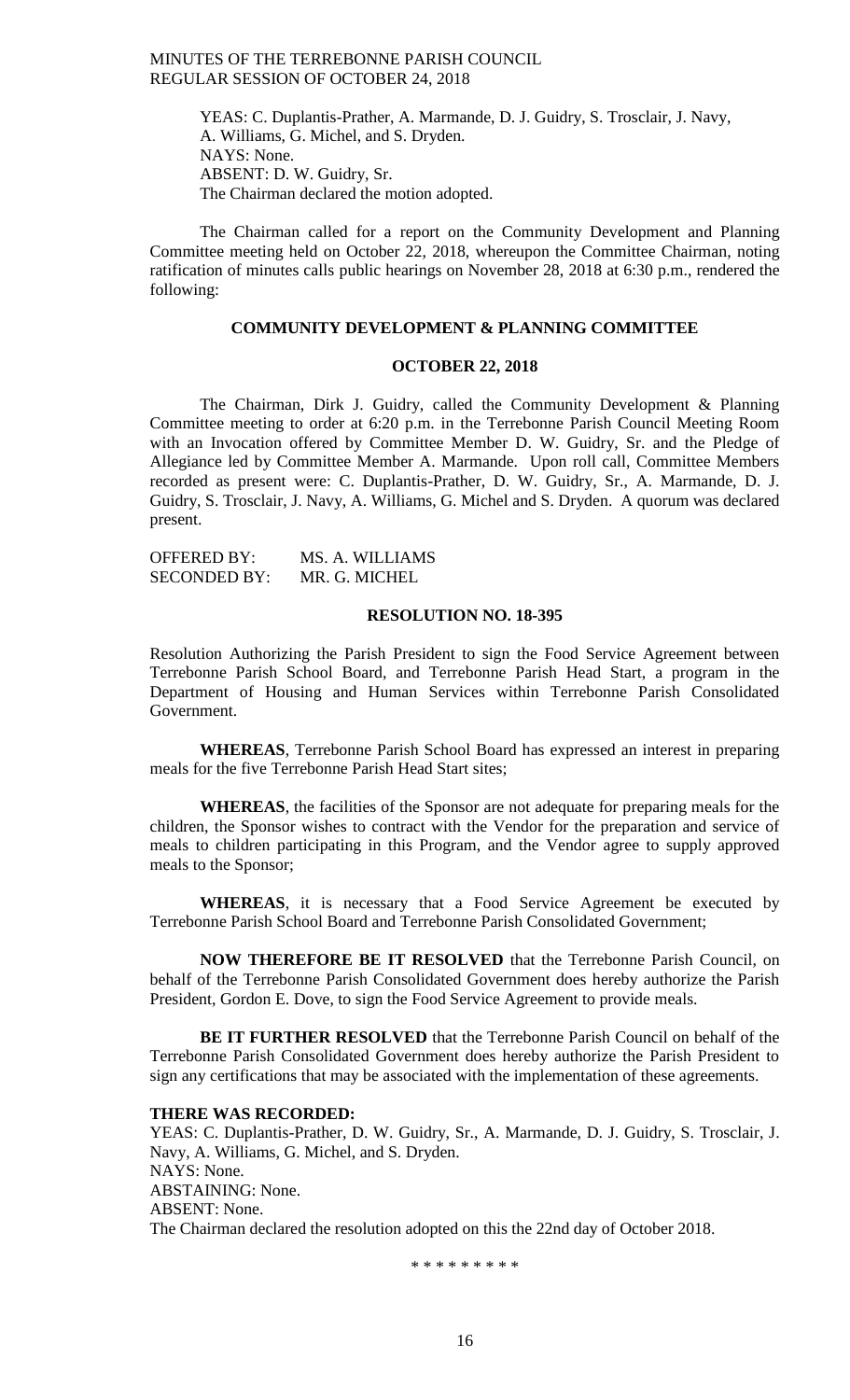YEAS: C. Duplantis-Prather, A. Marmande, D. J. Guidry, S. Trosclair, J. Navy, A. Williams, G. Michel, and S. Dryden.
NAYS: None.
ABSENT: D. W. Guidry, Sr.
The Chairman declared the motion adopted.

The Chairman called for a report on the Community Development and Planning Committee meeting held on October 22, 2018, whereupon the Committee Chairman, noting ratification of minutes calls public hearings on November 28, 2018 at 6:30 p.m., rendered the following:

**COMMUNITY DEVELOPMENT & PLANNING COMMITTEE**

**OCTOBER 22, 2018**

The Chairman, Dirk J. Guidry, called the Community Development & Planning Committee meeting to order at 6:20 p.m. in the Terrebonne Parish Council Meeting Room with an Invocation offered by Committee Member D. W. Guidry, Sr. and the Pledge of Allegiance led by Committee Member A. Marmande. Upon roll call, Committee Members recorded as present were: C. Duplantis-Prather, D. W. Guidry, Sr., A. Marmande, D. J. Guidry, S. Trosclair, J. Navy, A. Williams, G. Michel and S. Dryden. A quorum was declared present.

OFFERED BY: MS. A. WILLIAMS
SECONDED BY: MR. G. MICHEL

**RESOLUTION NO. 18-395**

Resolution Authorizing the Parish President to sign the Food Service Agreement between Terrebonne Parish School Board, and Terrebonne Parish Head Start, a program in the Department of Housing and Human Services within Terrebonne Parish Consolidated Government.

**WHEREAS**, Terrebonne Parish School Board has expressed an interest in preparing meals for the five Terrebonne Parish Head Start sites;

**WHEREAS**, the facilities of the Sponsor are not adequate for preparing meals for the children, the Sponsor wishes to contract with the Vendor for the preparation and service of meals to children participating in this Program, and the Vendor agree to supply approved meals to the Sponsor;

**WHEREAS**, it is necessary that a Food Service Agreement be executed by Terrebonne Parish School Board and Terrebonne Parish Consolidated Government;

**NOW THEREFORE BE IT RESOLVED** that the Terrebonne Parish Council, on behalf of the Terrebonne Parish Consolidated Government does hereby authorize the Parish President, Gordon E. Dove, to sign the Food Service Agreement to provide meals.

**BE IT FURTHER RESOLVED** that the Terrebonne Parish Council on behalf of the Terrebonne Parish Consolidated Government does hereby authorize the Parish President to sign any certifications that may be associated with the implementation of these agreements.

**THERE WAS RECORDED:**
YEAS: C. Duplantis-Prather, D. W. Guidry, Sr., A. Marmande, D. J. Guidry, S. Trosclair, J. Navy, A. Williams, G. Michel, and S. Dryden.
NAYS: None.
ABSTAINING: None.
ABSENT: None.
The Chairman declared the resolution adopted on this the 22nd day of October 2018.

\* \* \* \* \* \* \* \* \*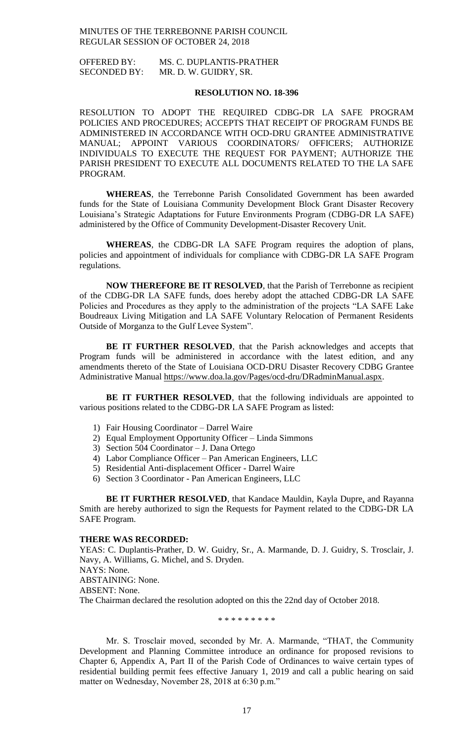OFFERED BY: MS. C. DUPLANTIS-PRATHER
SECONDED BY: MR. D. W. GUIDRY, SR.

**RESOLUTION NO. 18-396**

RESOLUTION TO ADOPT THE REQUIRED CDBG-DR LA SAFE PROGRAM POLICIES AND PROCEDURES; ACCEPTS THAT RECEIPT OF PROGRAM FUNDS BE ADMINISTERED IN ACCORDANCE WITH OCD-DRU GRANTEE ADMINISTRATIVE MANUAL; APPOINT VARIOUS COORDINATORS/ OFFICERS; AUTHORIZE INDIVIDUALS TO EXECUTE THE REQUEST FOR PAYMENT; AUTHORIZE THE PARISH PRESIDENT TO EXECUTE ALL DOCUMENTS RELATED TO THE LA SAFE PROGRAM.

**WHEREAS**, the Terrebonne Parish Consolidated Government has been awarded funds for the State of Louisiana Community Development Block Grant Disaster Recovery Louisiana's Strategic Adaptations for Future Environments Program (CDBG-DR LA SAFE) administered by the Office of Community Development-Disaster Recovery Unit.

**WHEREAS**, the CDBG-DR LA SAFE Program requires the adoption of plans, policies and appointment of individuals for compliance with CDBG-DR LA SAFE Program regulations.

**NOW THEREFORE BE IT RESOLVED**, that the Parish of Terrebonne as recipient of the CDBG-DR LA SAFE funds, does hereby adopt the attached CDBG-DR LA SAFE Policies and Procedures as they apply to the administration of the projects "LA SAFE Lake Boudreaux Living Mitigation and LA SAFE Voluntary Relocation of Permanent Residents Outside of Morganza to the Gulf Levee System".

**BE IT FURTHER RESOLVED**, that the Parish acknowledges and accepts that Program funds will be administered in accordance with the latest edition, and any amendments thereto of the State of Louisiana OCD-DRU Disaster Recovery CDBG Grantee Administrative Manual https://www.doa.la.gov/Pages/ocd-dru/DRadminManual.aspx.

**BE IT FURTHER RESOLVED**, that the following individuals are appointed to various positions related to the CDBG-DR LA SAFE Program as listed:

1) Fair Housing Coordinator – Darrel Waire
2) Equal Employment Opportunity Officer – Linda Simmons
3) Section 504 Coordinator – J. Dana Ortego
4) Labor Compliance Officer – Pan American Engineers, LLC
5) Residential Anti-displacement Officer - Darrel Waire
6) Section 3 Coordinator - Pan American Engineers, LLC

**BE IT FURTHER RESOLVED**, that Kandace Mauldin, Kayla Dupre, and Rayanna Smith are hereby authorized to sign the Requests for Payment related to the CDBG-DR LA SAFE Program.

**THERE WAS RECORDED:**

YEAS: C. Duplantis-Prather, D. W. Guidry, Sr., A. Marmande, D. J. Guidry, S. Trosclair, J. Navy, A. Williams, G. Michel, and S. Dryden.
NAYS: None.
ABSTAINING: None.
ABSENT: None.
The Chairman declared the resolution adopted on this the 22nd day of October 2018.

\* \* \* \* \* \* \* \* \*

Mr. S. Trosclair moved, seconded by Mr. A. Marmande, "THAT, the Community Development and Planning Committee introduce an ordinance for proposed revisions to Chapter 6, Appendix A, Part II of the Parish Code of Ordinances to waive certain types of residential building permit fees effective January 1, 2019 and call a public hearing on said matter on Wednesday, November 28, 2018 at 6:30 p.m."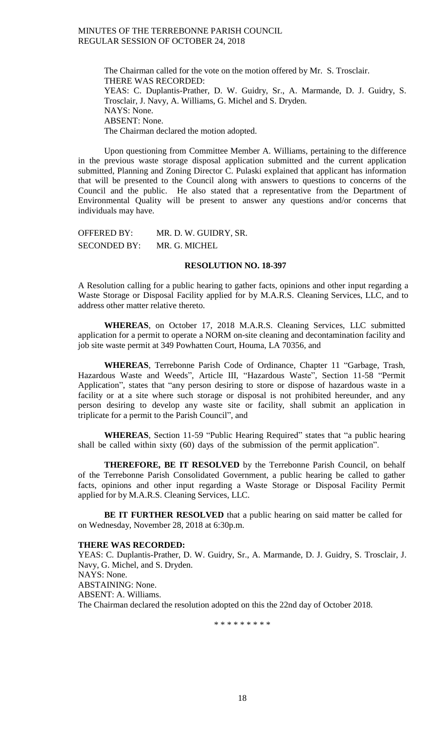The Chairman called for the vote on the motion offered by Mr. S. Trosclair.
THERE WAS RECORDED:
YEAS: C. Duplantis-Prather, D. W. Guidry, Sr., A. Marmande, D. J. Guidry, S. Trosclair, J. Navy, A. Williams, G. Michel and S. Dryden.
NAYS: None.
ABSENT: None.
The Chairman declared the motion adopted.

Upon questioning from Committee Member A. Williams, pertaining to the difference in the previous waste storage disposal application submitted and the current application submitted, Planning and Zoning Director C. Pulaski explained that applicant has information that will be presented to the Council along with answers to questions to concerns of the Council and the public. He also stated that a representative from the Department of Environmental Quality will be present to answer any questions and/or concerns that individuals may have.

OFFERED BY: MR. D. W. GUIDRY, SR.
SECONDED BY: MR. G. MICHEL

**RESOLUTION NO. 18-397**

A Resolution calling for a public hearing to gather facts, opinions and other input regarding a Waste Storage or Disposal Facility applied for by M.A.R.S. Cleaning Services, LLC, and to address other matter relative thereto.

**WHEREAS**, on October 17, 2018 M.A.R.S. Cleaning Services, LLC submitted application for a permit to operate a NORM on-site cleaning and decontamination facility and job site waste permit at 349 Powhatten Court, Houma, LA 70356, and

**WHEREAS**, Terrebonne Parish Code of Ordinance, Chapter 11 "Garbage, Trash, Hazardous Waste and Weeds", Article III, "Hazardous Waste", Section 11-58 "Permit Application", states that "any person desiring to store or dispose of hazardous waste in a facility or at a site where such storage or disposal is not prohibited hereunder, and any person desiring to develop any waste site or facility, shall submit an application in triplicate for a permit to the Parish Council", and

**WHEREAS**, Section 11-59 "Public Hearing Required" states that "a public hearing shall be called within sixty (60) days of the submission of the permit application".

**THEREFORE, BE IT RESOLVED** by the Terrebonne Parish Council, on behalf of the Terrebonne Parish Consolidated Government, a public hearing be called to gather facts, opinions and other input regarding a Waste Storage or Disposal Facility Permit applied for by M.A.R.S. Cleaning Services, LLC.

**BE IT FURTHER RESOLVED** that a public hearing on said matter be called for on Wednesday, November 28, 2018 at 6:30p.m.

**THERE WAS RECORDED:**
YEAS: C. Duplantis-Prather, D. W. Guidry, Sr., A. Marmande, D. J. Guidry, S. Trosclair, J. Navy, G. Michel, and S. Dryden.
NAYS: None.
ABSTAINING: None.
ABSENT: A. Williams.
The Chairman declared the resolution adopted on this the 22nd day of October 2018.

\* \* \* \* \* \* \* \* \*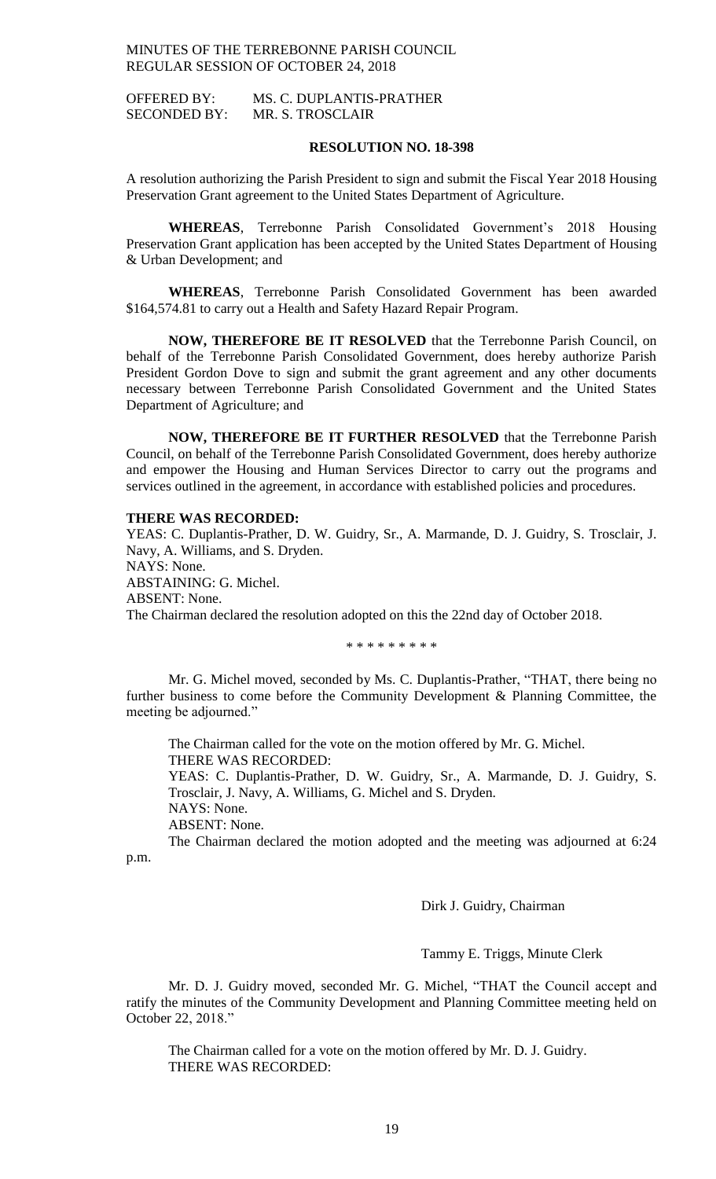OFFERED BY: MS. C. DUPLANTIS-PRATHER
SECONDED BY: MR. S. TROSCLAIR

**RESOLUTION NO. 18-398**

A resolution authorizing the Parish President to sign and submit the Fiscal Year 2018 Housing Preservation Grant agreement to the United States Department of Agriculture.

**WHEREAS**, Terrebonne Parish Consolidated Government's 2018 Housing Preservation Grant application has been accepted by the United States Department of Housing & Urban Development; and

**WHEREAS**, Terrebonne Parish Consolidated Government has been awarded $164,574.81 to carry out a Health and Safety Hazard Repair Program.

**NOW, THEREFORE BE IT RESOLVED** that the Terrebonne Parish Council, on behalf of the Terrebonne Parish Consolidated Government, does hereby authorize Parish President Gordon Dove to sign and submit the grant agreement and any other documents necessary between Terrebonne Parish Consolidated Government and the United States Department of Agriculture; and

**NOW, THEREFORE BE IT FURTHER RESOLVED** that the Terrebonne Parish Council, on behalf of the Terrebonne Parish Consolidated Government, does hereby authorize and empower the Housing and Human Services Director to carry out the programs and services outlined in the agreement, in accordance with established policies and procedures.

**THERE WAS RECORDED:**
YEAS: C. Duplantis-Prather, D. W. Guidry, Sr., A. Marmande, D. J. Guidry, S. Trosclair, J. Navy, A. Williams, and S. Dryden.
NAYS: None.
ABSTAINING: G. Michel.
ABSENT: None.
The Chairman declared the resolution adopted on this the 22nd day of October 2018.

\* \* \* \* \* \* \* \* \*

Mr. G. Michel moved, seconded by Ms. C. Duplantis-Prather, "THAT, there being no further business to come before the Community Development & Planning Committee, the meeting be adjourned."

The Chairman called for the vote on the motion offered by Mr. G. Michel.
THERE WAS RECORDED:
YEAS: C. Duplantis-Prather, D. W. Guidry, Sr., A. Marmande, D. J. Guidry, S. Trosclair, J. Navy, A. Williams, G. Michel and S. Dryden.
NAYS: None.
ABSENT: None.
The Chairman declared the motion adopted and the meeting was adjourned at 6:24 p.m.

Dirk J. Guidry, Chairman

Tammy E. Triggs, Minute Clerk

Mr. D. J. Guidry moved, seconded Mr. G. Michel, "THAT the Council accept and ratify the minutes of the Community Development and Planning Committee meeting held on October 22, 2018."

The Chairman called for a vote on the motion offered by Mr. D. J. Guidry.
THERE WAS RECORDED: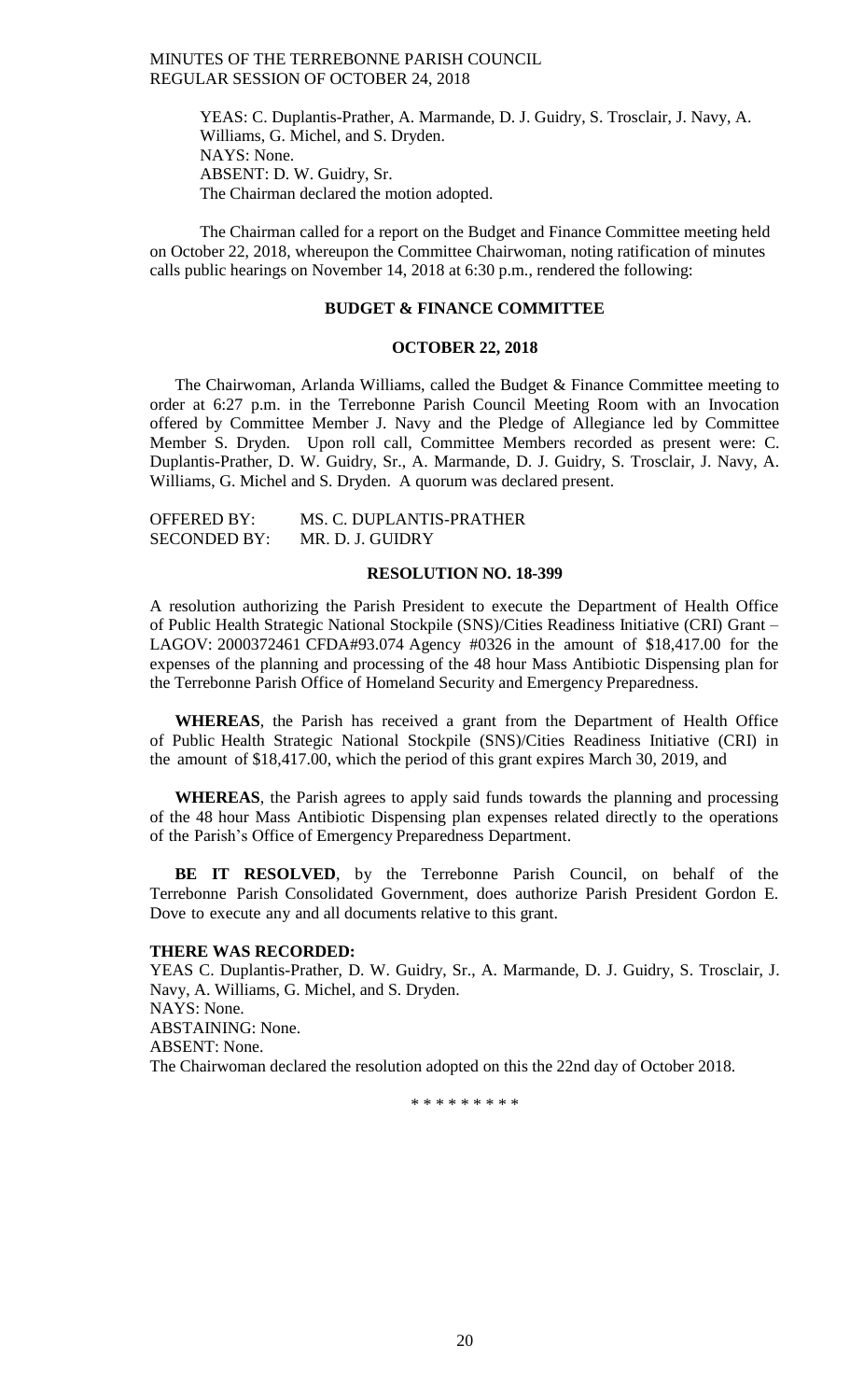YEAS: C. Duplantis-Prather, A. Marmande, D. J. Guidry, S. Trosclair, J. Navy, A. Williams, G. Michel, and S. Dryden.
NAYS: None.
ABSENT: D. W. Guidry, Sr.
The Chairman declared the motion adopted.

The Chairman called for a report on the Budget and Finance Committee meeting held on October 22, 2018, whereupon the Committee Chairwoman, noting ratification of minutes calls public hearings on November 14, 2018 at 6:30 p.m., rendered the following:

## BUDGET & FINANCE COMMITTEE

### OCTOBER 22, 2018

The Chairwoman, Arlanda Williams, called the Budget & Finance Committee meeting to order at 6:27 p.m. in the Terrebonne Parish Council Meeting Room with an Invocation offered by Committee Member J. Navy and the Pledge of Allegiance led by Committee Member S. Dryden. Upon roll call, Committee Members recorded as present were: C. Duplantis-Prather, D. W. Guidry, Sr., A. Marmande, D. J. Guidry, S. Trosclair, J. Navy, A. Williams, G. Michel and S. Dryden. A quorum was declared present.

OFFERED BY: MS. C. DUPLANTIS-PRATHER
SECONDED BY: MR. D. J. GUIDRY

### RESOLUTION NO. 18-399

A resolution authorizing the Parish President to execute the Department of Health Office of Public Health Strategic National Stockpile (SNS)/Cities Readiness Initiative (CRI) Grant – LAGOV: 2000372461 CFDA#93.074 Agency #0326 in the amount of $18,417.00 for the expenses of the planning and processing of the 48 hour Mass Antibiotic Dispensing plan for the Terrebonne Parish Office of Homeland Security and Emergency Preparedness.

**WHEREAS**, the Parish has received a grant from the Department of Health Office of Public Health Strategic National Stockpile (SNS)/Cities Readiness Initiative (CRI) in the amount of $18,417.00, which the period of this grant expires March 30, 2019, and

**WHEREAS**, the Parish agrees to apply said funds towards the planning and processing of the 48 hour Mass Antibiotic Dispensing plan expenses related directly to the operations of the Parish's Office of Emergency Preparedness Department.

**BE IT RESOLVED**, by the Terrebonne Parish Council, on behalf of the Terrebonne Parish Consolidated Government, does authorize Parish President Gordon E. Dove to execute any and all documents relative to this grant.

**THERE WAS RECORDED:**
YEAS C. Duplantis-Prather, D. W. Guidry, Sr., A. Marmande, D. J. Guidry, S. Trosclair, J. Navy, A. Williams, G. Michel, and S. Dryden.
NAYS: None.
ABSTAINING: None.
ABSENT: None.
The Chairwoman declared the resolution adopted on this the 22nd day of October 2018.

\* \* \* \* \* \* \* \* \*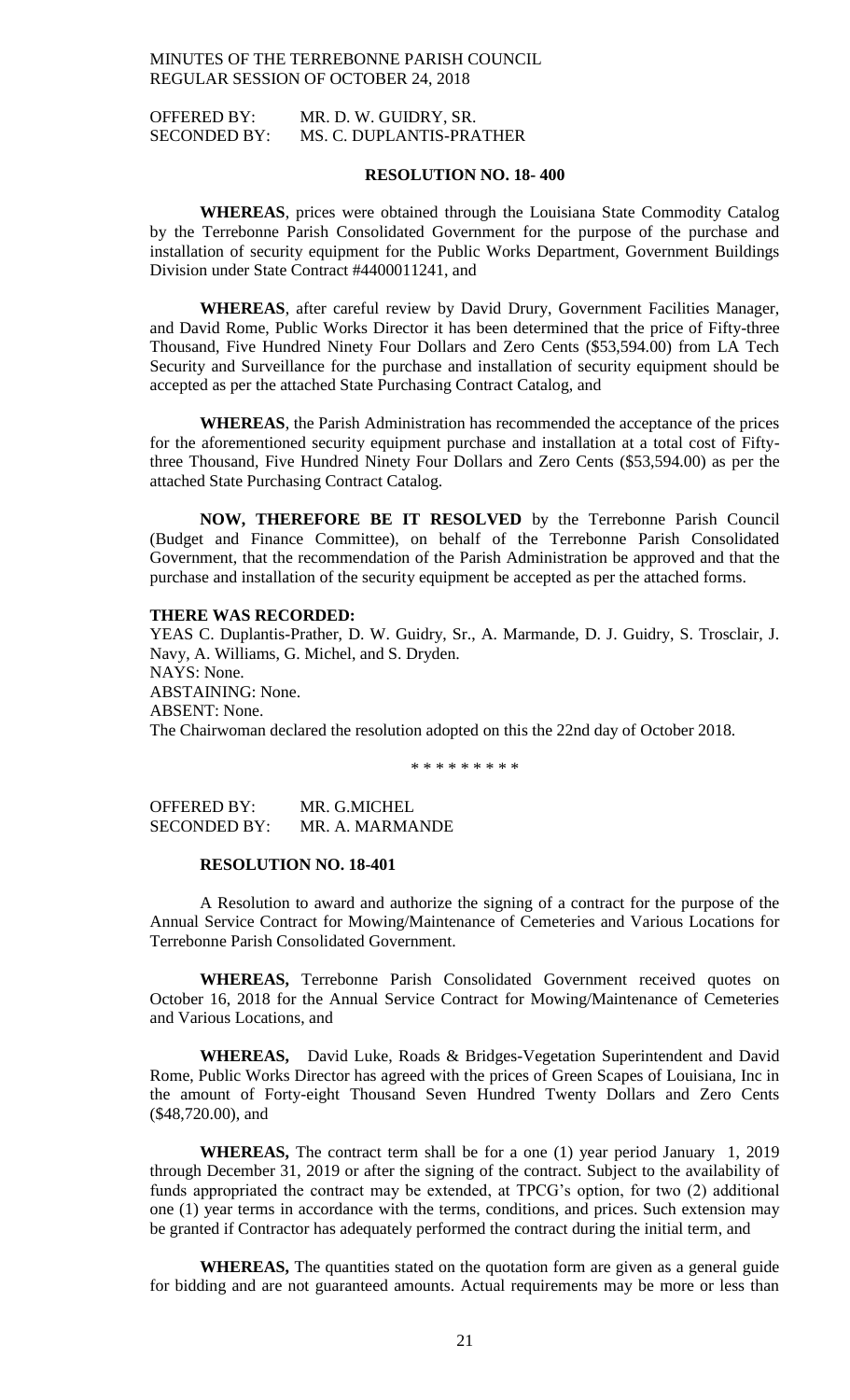MINUTES OF THE TERREBONNE PARISH COUNCIL
REGULAR SESSION OF OCTOBER 24, 2018

OFFERED BY: MR. D. W. GUIDRY, SR.
SECONDED BY: MS. C. DUPLANTIS-PRATHER

**RESOLUTION NO. 18- 400**

**WHEREAS**, prices were obtained through the Louisiana State Commodity Catalog by the Terrebonne Parish Consolidated Government for the purpose of the purchase and installation of security equipment for the Public Works Department, Government Buildings Division under State Contract #4400011241, and

**WHEREAS**, after careful review by David Drury, Government Facilities Manager, and David Rome, Public Works Director it has been determined that the price of Fifty-three Thousand, Five Hundred Ninety Four Dollars and Zero Cents ($53,594.00) from LA Tech Security and Surveillance for the purchase and installation of security equipment should be accepted as per the attached State Purchasing Contract Catalog, and

**WHEREAS**, the Parish Administration has recommended the acceptance of the prices for the aforementioned security equipment purchase and installation at a total cost of Fifty-three Thousand, Five Hundred Ninety Four Dollars and Zero Cents ($53,594.00) as per the attached State Purchasing Contract Catalog.

**NOW, THEREFORE BE IT RESOLVED** by the Terrebonne Parish Council (Budget and Finance Committee), on behalf of the Terrebonne Parish Consolidated Government, that the recommendation of the Parish Administration be approved and that the purchase and installation of the security equipment be accepted as per the attached forms.

**THERE WAS RECORDED:**

YEAS C. Duplantis-Prather, D. W. Guidry, Sr., A. Marmande, D. J. Guidry, S. Trosclair, J. Navy, A. Williams, G. Michel, and S. Dryden.
NAYS: None.
ABSTAINING: None.
ABSENT: None.
The Chairwoman declared the resolution adopted on this the 22nd day of October 2018.

\* \* \* \* \* \* \* \* \*

OFFERED BY: MR. G.MICHEL
SECONDED BY: MR. A. MARMANDE

**RESOLUTION NO. 18-401**

A Resolution to award and authorize the signing of a contract for the purpose of the Annual Service Contract for Mowing/Maintenance of Cemeteries and Various Locations for Terrebonne Parish Consolidated Government.

**WHEREAS,** Terrebonne Parish Consolidated Government received quotes on October 16, 2018 for the Annual Service Contract for Mowing/Maintenance of Cemeteries and Various Locations, and

**WHEREAS,** David Luke, Roads & Bridges-Vegetation Superintendent and David Rome, Public Works Director has agreed with the prices of Green Scapes of Louisiana, Inc in the amount of Forty-eight Thousand Seven Hundred Twenty Dollars and Zero Cents ($48,720.00), and

**WHEREAS,** The contract term shall be for a one (1) year period January 1, 2019 through December 31, 2019 or after the signing of the contract. Subject to the availability of funds appropriated the contract may be extended, at TPCG's option, for two (2) additional one (1) year terms in accordance with the terms, conditions, and prices. Such extension may be granted if Contractor has adequately performed the contract during the initial term, and

**WHEREAS,** The quantities stated on the quotation form are given as a general guide for bidding and are not guaranteed amounts. Actual requirements may be more or less than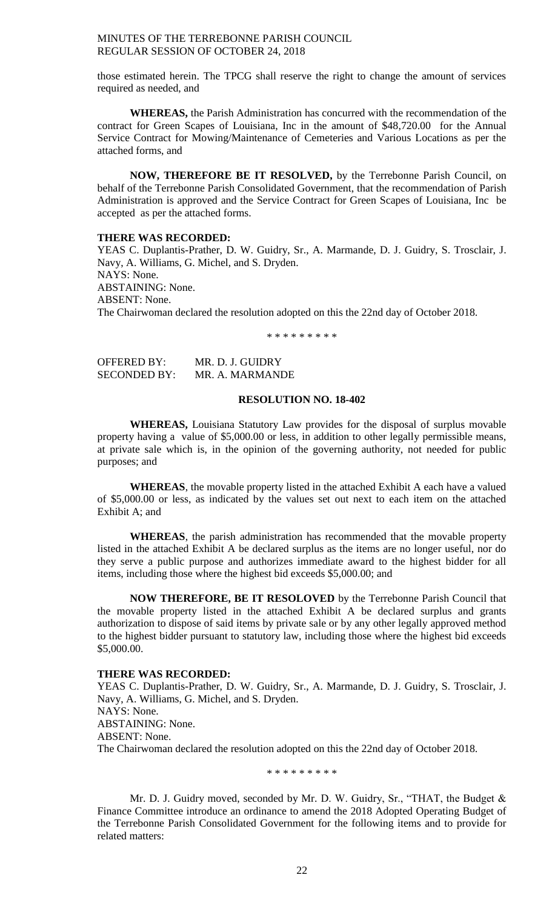those estimated herein. The TPCG shall reserve the right to change the amount of services required as needed, and

**WHEREAS,** the Parish Administration has concurred with the recommendation of the contract for Green Scapes of Louisiana, Inc in the amount of $48,720.00 for the Annual Service Contract for Mowing/Maintenance of Cemeteries and Various Locations as per the attached forms, and

**NOW, THEREFORE BE IT RESOLVED,** by the Terrebonne Parish Council, on behalf of the Terrebonne Parish Consolidated Government, that the recommendation of Parish Administration is approved and the Service Contract for Green Scapes of Louisiana, Inc be accepted as per the attached forms.

**THERE WAS RECORDED:**
YEAS C. Duplantis-Prather, D. W. Guidry, Sr., A. Marmande, D. J. Guidry, S. Trosclair, J. Navy, A. Williams, G. Michel, and S. Dryden.
NAYS: None.
ABSTAINING: None.
ABSENT: None.
The Chairwoman declared the resolution adopted on this the 22nd day of October 2018.

\* \* \* \* \* \* \* \* \*

OFFERED BY: MR. D. J. GUIDRY
SECONDED BY: MR. A. MARMANDE

**RESOLUTION NO. 18-402**

**WHEREAS,** Louisiana Statutory Law provides for the disposal of surplus movable property having a value of $5,000.00 or less, in addition to other legally permissible means, at private sale which is, in the opinion of the governing authority, not needed for public purposes; and

**WHEREAS**, the movable property listed in the attached Exhibit A each have a valued of $5,000.00 or less, as indicated by the values set out next to each item on the attached Exhibit A; and

**WHEREAS**, the parish administration has recommended that the movable property listed in the attached Exhibit A be declared surplus as the items are no longer useful, nor do they serve a public purpose and authorizes immediate award to the highest bidder for all items, including those where the highest bid exceeds $5,000.00; and

**NOW THEREFORE, BE IT RESOLOVED** by the Terrebonne Parish Council that the movable property listed in the attached Exhibit A be declared surplus and grants authorization to dispose of said items by private sale or by any other legally approved method to the highest bidder pursuant to statutory law, including those where the highest bid exceeds $5,000.00.

**THERE WAS RECORDED:**
YEAS C. Duplantis-Prather, D. W. Guidry, Sr., A. Marmande, D. J. Guidry, S. Trosclair, J. Navy, A. Williams, G. Michel, and S. Dryden.
NAYS: None.
ABSTAINING: None.
ABSENT: None.
The Chairwoman declared the resolution adopted on this the 22nd day of October 2018.

\* \* \* \* \* \* \* \* \*

Mr. D. J. Guidry moved, seconded by Mr. D. W. Guidry, Sr., "THAT, the Budget & Finance Committee introduce an ordinance to amend the 2018 Adopted Operating Budget of the Terrebonne Parish Consolidated Government for the following items and to provide for related matters: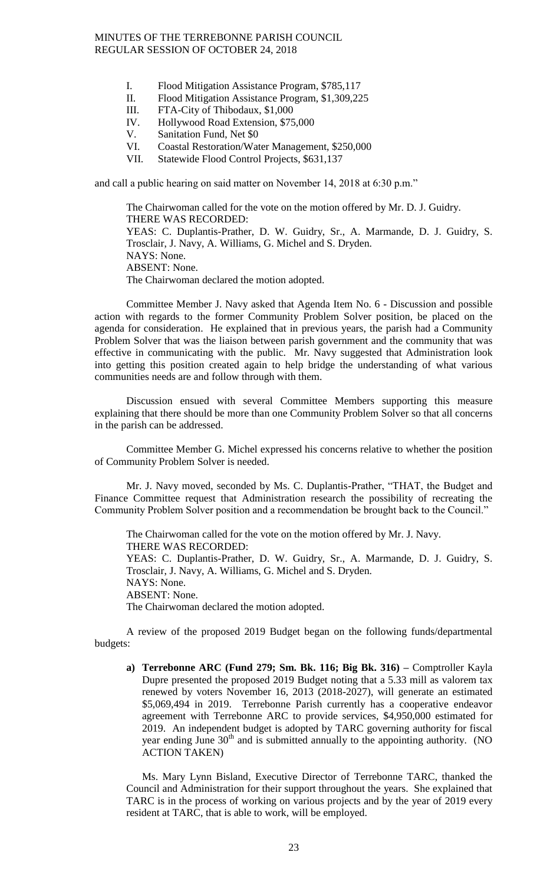I. Flood Mitigation Assistance Program, $785,117
II. Flood Mitigation Assistance Program, $1,309,225
III. FTA-City of Thibodaux, $1,000
IV. Hollywood Road Extension, $75,000
V. Sanitation Fund, Net $0
VI. Coastal Restoration/Water Management, $250,000
VII. Statewide Flood Control Projects, $631,137

and call a public hearing on said matter on November 14, 2018 at 6:30 p.m."

The Chairwoman called for the vote on the motion offered by Mr. D. J. Guidry.
THERE WAS RECORDED:
YEAS: C. Duplantis-Prather, D. W. Guidry, Sr., A. Marmande, D. J. Guidry, S. Trosclair, J. Navy, A. Williams, G. Michel and S. Dryden.
NAYS: None.
ABSENT: None.
The Chairwoman declared the motion adopted.

Committee Member J. Navy asked that Agenda Item No. 6 - Discussion and possible action with regards to the former Community Problem Solver position, be placed on the agenda for consideration. He explained that in previous years, the parish had a Community Problem Solver that was the liaison between parish government and the community that was effective in communicating with the public. Mr. Navy suggested that Administration look into getting this position created again to help bridge the understanding of what various communities needs are and follow through with them.

Discussion ensued with several Committee Members supporting this measure explaining that there should be more than one Community Problem Solver so that all concerns in the parish can be addressed.

Committee Member G. Michel expressed his concerns relative to whether the position of Community Problem Solver is needed.

Mr. J. Navy moved, seconded by Ms. C. Duplantis-Prather, "THAT, the Budget and Finance Committee request that Administration research the possibility of recreating the Community Problem Solver position and a recommendation be brought back to the Council."

The Chairwoman called for the vote on the motion offered by Mr. J. Navy.
THERE WAS RECORDED:
YEAS: C. Duplantis-Prather, D. W. Guidry, Sr., A. Marmande, D. J. Guidry, S. Trosclair, J. Navy, A. Williams, G. Michel and S. Dryden.
NAYS: None.
ABSENT: None.
The Chairwoman declared the motion adopted.

A review of the proposed 2019 Budget began on the following funds/departmental budgets:

a) **Terrebonne ARC (Fund 279; Sm. Bk. 116; Big Bk. 316) –** Comptroller Kayla Dupre presented the proposed 2019 Budget noting that a 5.33 mill as valorem tax renewed by voters November 16, 2013 (2018-2027), will generate an estimated $5,069,494 in 2019. Terrebonne Parish currently has a cooperative endeavor agreement with Terrebonne ARC to provide services, $4,950,000 estimated for 2019. An independent budget is adopted by TARC governing authority for fiscal year ending June 30th and is submitted annually to the appointing authority. (NO ACTION TAKEN)

Ms. Mary Lynn Bisland, Executive Director of Terrebonne TARC, thanked the Council and Administration for their support throughout the years. She explained that TARC is in the process of working on various projects and by the year of 2019 every resident at TARC, that is able to work, will be employed.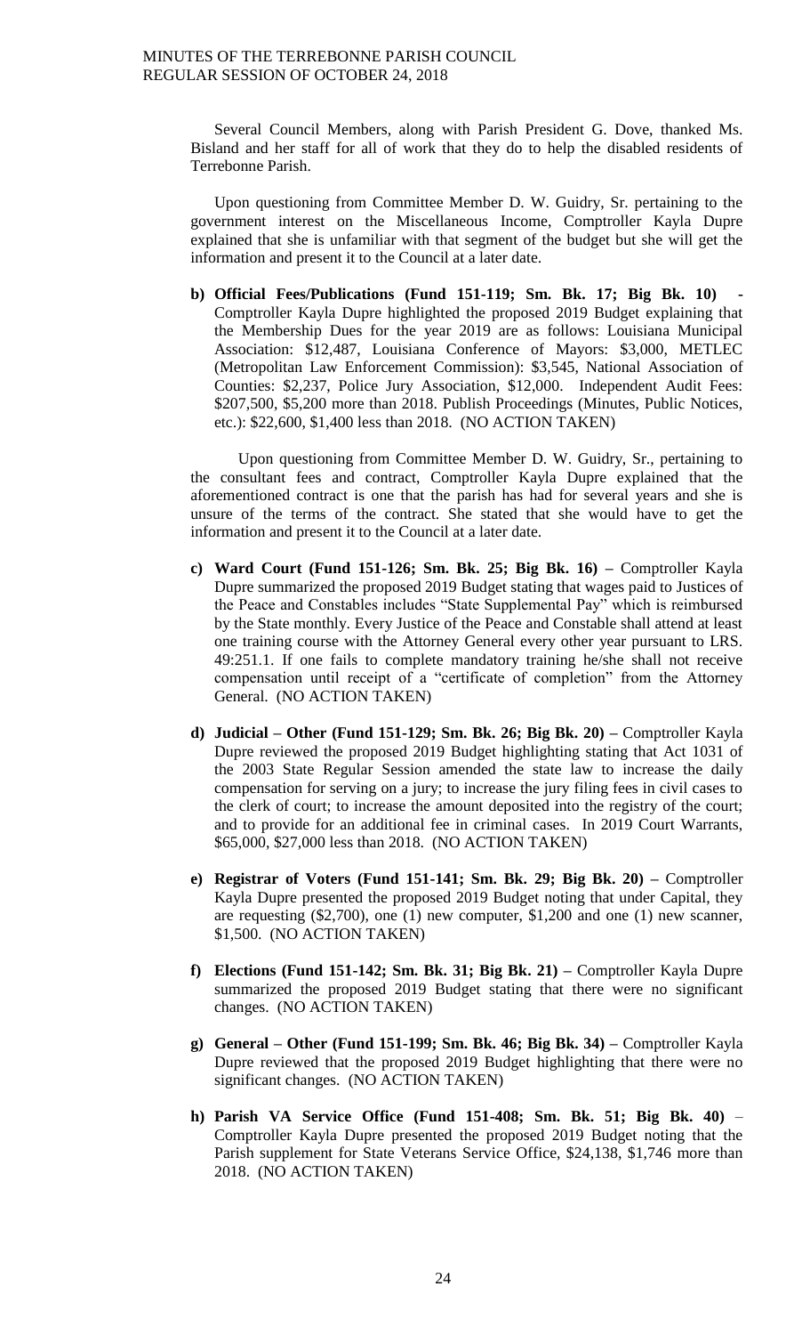Several Council Members, along with Parish President G. Dove, thanked Ms. Bisland and her staff for all of work that they do to help the disabled residents of Terrebonne Parish.

Upon questioning from Committee Member D. W. Guidry, Sr. pertaining to the government interest on the Miscellaneous Income, Comptroller Kayla Dupre explained that she is unfamiliar with that segment of the budget but she will get the information and present it to the Council at a later date.

**b) Official Fees/Publications (Fund 151-119; Sm. Bk. 17; Big Bk. 10) -** Comptroller Kayla Dupre highlighted the proposed 2019 Budget explaining that the Membership Dues for the year 2019 are as follows: Louisiana Municipal Association: $12,487, Louisiana Conference of Mayors: $3,000, METLEC (Metropolitan Law Enforcement Commission): $3,545, National Association of Counties: $2,237, Police Jury Association, $12,000. Independent Audit Fees: $207,500, $5,200 more than 2018. Publish Proceedings (Minutes, Public Notices, etc.): $22,600, $1,400 less than 2018. (NO ACTION TAKEN)

Upon questioning from Committee Member D. W. Guidry, Sr., pertaining to the consultant fees and contract, Comptroller Kayla Dupre explained that the aforementioned contract is one that the parish has had for several years and she is unsure of the terms of the contract. She stated that she would have to get the information and present it to the Council at a later date.

**c) Ward Court (Fund 151-126; Sm. Bk. 25; Big Bk. 16) –** Comptroller Kayla Dupre summarized the proposed 2019 Budget stating that wages paid to Justices of the Peace and Constables includes "State Supplemental Pay" which is reimbursed by the State monthly. Every Justice of the Peace and Constable shall attend at least one training course with the Attorney General every other year pursuant to LRS. 49:251.1. If one fails to complete mandatory training he/she shall not receive compensation until receipt of a "certificate of completion" from the Attorney General. (NO ACTION TAKEN)

**d) Judicial – Other (Fund 151-129; Sm. Bk. 26; Big Bk. 20) –** Comptroller Kayla Dupre reviewed the proposed 2019 Budget highlighting stating that Act 1031 of the 2003 State Regular Session amended the state law to increase the daily compensation for serving on a jury; to increase the jury filing fees in civil cases to the clerk of court; to increase the amount deposited into the registry of the court; and to provide for an additional fee in criminal cases. In 2019 Court Warrants, $65,000, $27,000 less than 2018. (NO ACTION TAKEN)

**e) Registrar of Voters (Fund 151-141; Sm. Bk. 29; Big Bk. 20) –** Comptroller Kayla Dupre presented the proposed 2019 Budget noting that under Capital, they are requesting ($2,700), one (1) new computer, $1,200 and one (1) new scanner, $1,500. (NO ACTION TAKEN)

**f) Elections (Fund 151-142; Sm. Bk. 31; Big Bk. 21) –** Comptroller Kayla Dupre summarized the proposed 2019 Budget stating that there were no significant changes. (NO ACTION TAKEN)

**g) General – Other (Fund 151-199; Sm. Bk. 46; Big Bk. 34) –** Comptroller Kayla Dupre reviewed that the proposed 2019 Budget highlighting that there were no significant changes. (NO ACTION TAKEN)

**h) Parish VA Service Office (Fund 151-408; Sm. Bk. 51; Big Bk. 40)** – Comptroller Kayla Dupre presented the proposed 2019 Budget noting that the Parish supplement for State Veterans Service Office, $24,138, $1,746 more than 2018. (NO ACTION TAKEN)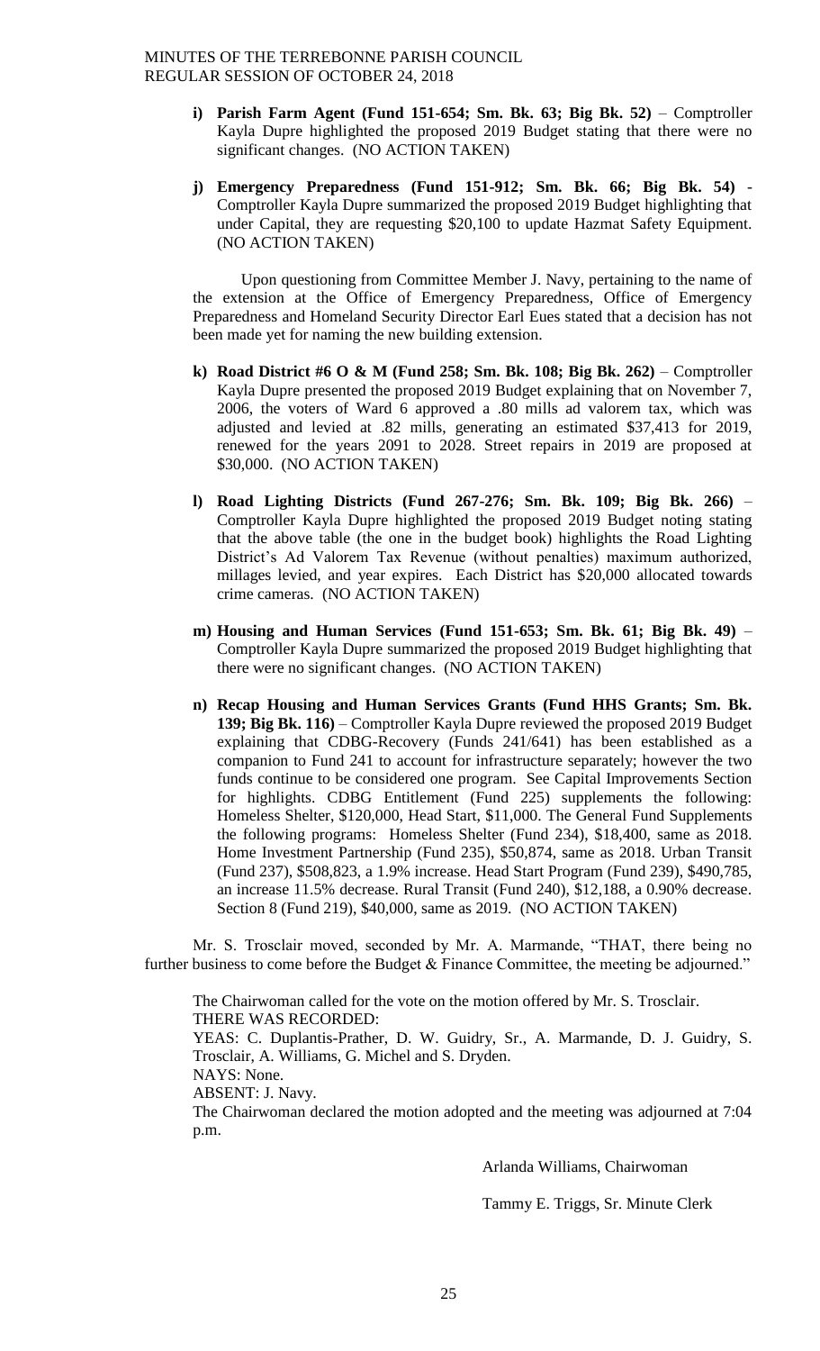- **i) Parish Farm Agent (Fund 151-654; Sm. Bk. 63; Big Bk. 52)** – Comptroller Kayla Dupre highlighted the proposed 2019 Budget stating that there were no significant changes. (NO ACTION TAKEN)

- **j) Emergency Preparedness (Fund 151-912; Sm. Bk. 66; Big Bk. 54)** - Comptroller Kayla Dupre summarized the proposed 2019 Budget highlighting that under Capital, they are requesting $20,100 to update Hazmat Safety Equipment. (NO ACTION TAKEN)

  Upon questioning from Committee Member J. Navy, pertaining to the name of the extension at the Office of Emergency Preparedness, Office of Emergency Preparedness and Homeland Security Director Earl Eues stated that a decision has not been made yet for naming the new building extension.

- **k) Road District #6 O & M (Fund 258; Sm. Bk. 108; Big Bk. 262)** – Comptroller Kayla Dupre presented the proposed 2019 Budget explaining that on November 7, 2006, the voters of Ward 6 approved a .80 mills ad valorem tax, which was adjusted and levied at .82 mills, generating an estimated $37,413 for 2019, renewed for the years 2091 to 2028. Street repairs in 2019 are proposed at $30,000. (NO ACTION TAKEN)

- **l) Road Lighting Districts (Fund 267-276; Sm. Bk. 109; Big Bk. 266)** – Comptroller Kayla Dupre highlighted the proposed 2019 Budget noting stating that the above table (the one in the budget book) highlights the Road Lighting District's Ad Valorem Tax Revenue (without penalties) maximum authorized, millages levied, and year expires. Each District has $20,000 allocated towards crime cameras. (NO ACTION TAKEN)

- **m) Housing and Human Services (Fund 151-653; Sm. Bk. 61; Big Bk. 49)** – Comptroller Kayla Dupre summarized the proposed 2019 Budget highlighting that there were no significant changes. (NO ACTION TAKEN)

- **n) Recap Housing and Human Services Grants (Fund HHS Grants; Sm. Bk. 139; Big Bk. 116)** – Comptroller Kayla Dupre reviewed the proposed 2019 Budget explaining that CDBG-Recovery (Funds 241/641) has been established as a companion to Fund 241 to account for infrastructure separately; however the two funds continue to be considered one program. See Capital Improvements Section for highlights. CDBG Entitlement (Fund 225) supplements the following: Homeless Shelter, $120,000, Head Start, $11,000. The General Fund Supplements the following programs: Homeless Shelter (Fund 234), $18,400, same as 2018. Home Investment Partnership (Fund 235), $50,874, same as 2018. Urban Transit (Fund 237), $508,823, a 1.9% increase. Head Start Program (Fund 239), $490,785, an increase 11.5% decrease. Rural Transit (Fund 240), $12,188, a 0.90% decrease. Section 8 (Fund 219), $40,000, same as 2019. (NO ACTION TAKEN)

Mr. S. Trosclair moved, seconded by Mr. A. Marmande, "THAT, there being no further business to come before the Budget & Finance Committee, the meeting be adjourned."

The Chairwoman called for the vote on the motion offered by Mr. S. Trosclair.
THERE WAS RECORDED:
YEAS: C. Duplantis-Prather, D. W. Guidry, Sr., A. Marmande, D. J. Guidry, S. Trosclair, A. Williams, G. Michel and S. Dryden.
NAYS: None.
ABSENT: J. Navy.
The Chairwoman declared the motion adopted and the meeting was adjourned at 7:04 p.m.

Arlanda Williams, Chairwoman

Tammy E. Triggs, Sr. Minute Clerk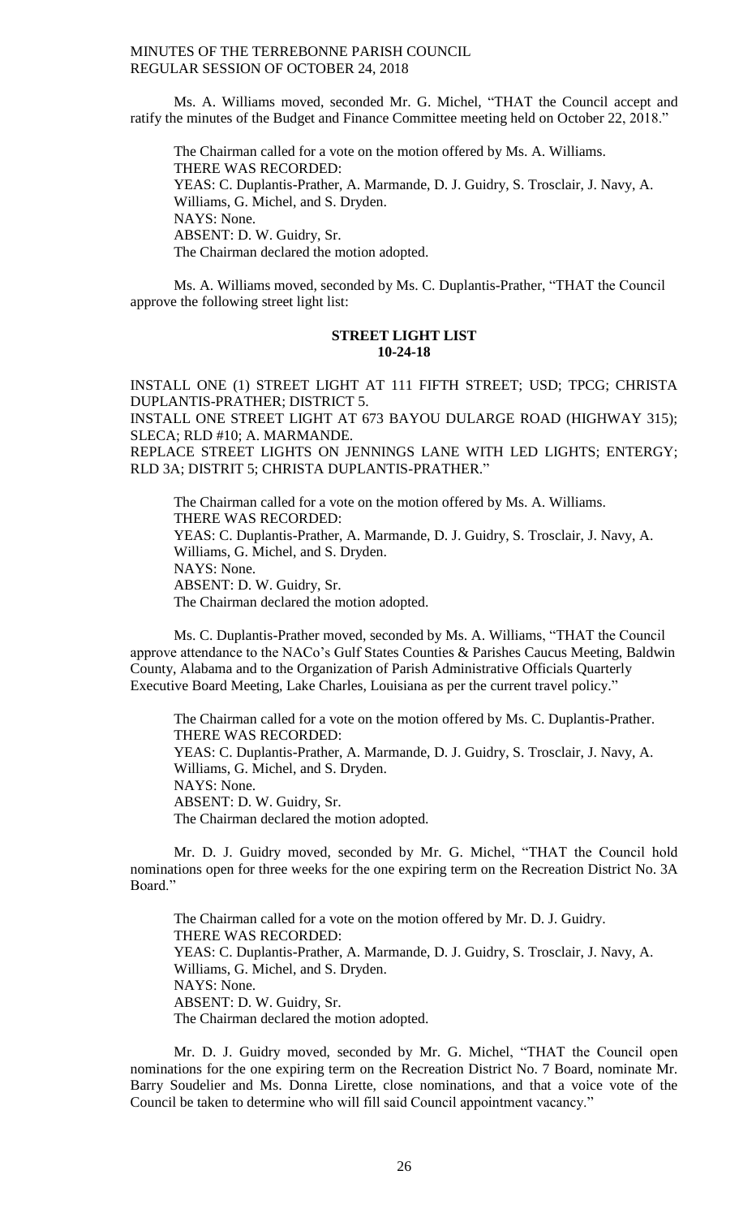Ms. A. Williams moved, seconded Mr. G. Michel, "THAT the Council accept and ratify the minutes of the Budget and Finance Committee meeting held on October 22, 2018."

The Chairman called for a vote on the motion offered by Ms. A. Williams.
THERE WAS RECORDED:
YEAS: C. Duplantis-Prather, A. Marmande, D. J. Guidry, S. Trosclair, J. Navy, A. Williams, G. Michel, and S. Dryden.
NAYS: None.
ABSENT: D. W. Guidry, Sr.
The Chairman declared the motion adopted.

Ms. A. Williams moved, seconded by Ms. C. Duplantis-Prather, "THAT the Council approve the following street light list:

**STREET LIGHT LIST**
**10-24-18**

INSTALL ONE (1) STREET LIGHT AT 111 FIFTH STREET; USD; TPCG; CHRISTA DUPLANTIS-PRATHER; DISTRICT 5.
INSTALL ONE STREET LIGHT AT 673 BAYOU DULARGE ROAD (HIGHWAY 315); SLECA; RLD #10; A. MARMANDE.
REPLACE STREET LIGHTS ON JENNINGS LANE WITH LED LIGHTS; ENTERGY; RLD 3A; DISTRIT 5; CHRISTA DUPLANTIS-PRATHER."

The Chairman called for a vote on the motion offered by Ms. A. Williams.
THERE WAS RECORDED:
YEAS: C. Duplantis-Prather, A. Marmande, D. J. Guidry, S. Trosclair, J. Navy, A. Williams, G. Michel, and S. Dryden.
NAYS: None.
ABSENT: D. W. Guidry, Sr.
The Chairman declared the motion adopted.

Ms. C. Duplantis-Prather moved, seconded by Ms. A. Williams, "THAT the Council approve attendance to the NACo's Gulf States Counties & Parishes Caucus Meeting, Baldwin County, Alabama and to the Organization of Parish Administrative Officials Quarterly Executive Board Meeting, Lake Charles, Louisiana as per the current travel policy."

The Chairman called for a vote on the motion offered by Ms. C. Duplantis-Prather.
THERE WAS RECORDED:
YEAS: C. Duplantis-Prather, A. Marmande, D. J. Guidry, S. Trosclair, J. Navy, A. Williams, G. Michel, and S. Dryden.
NAYS: None.
ABSENT: D. W. Guidry, Sr.
The Chairman declared the motion adopted.

Mr. D. J. Guidry moved, seconded by Mr. G. Michel, "THAT the Council hold nominations open for three weeks for the one expiring term on the Recreation District No. 3A Board."

The Chairman called for a vote on the motion offered by Mr. D. J. Guidry.
THERE WAS RECORDED:
YEAS: C. Duplantis-Prather, A. Marmande, D. J. Guidry, S. Trosclair, J. Navy, A. Williams, G. Michel, and S. Dryden.
NAYS: None.
ABSENT: D. W. Guidry, Sr.
The Chairman declared the motion adopted.

Mr. D. J. Guidry moved, seconded by Mr. G. Michel, "THAT the Council open nominations for the one expiring term on the Recreation District No. 7 Board, nominate Mr. Barry Soudelier and Ms. Donna Lirette, close nominations, and that a voice vote of the Council be taken to determine who will fill said Council appointment vacancy."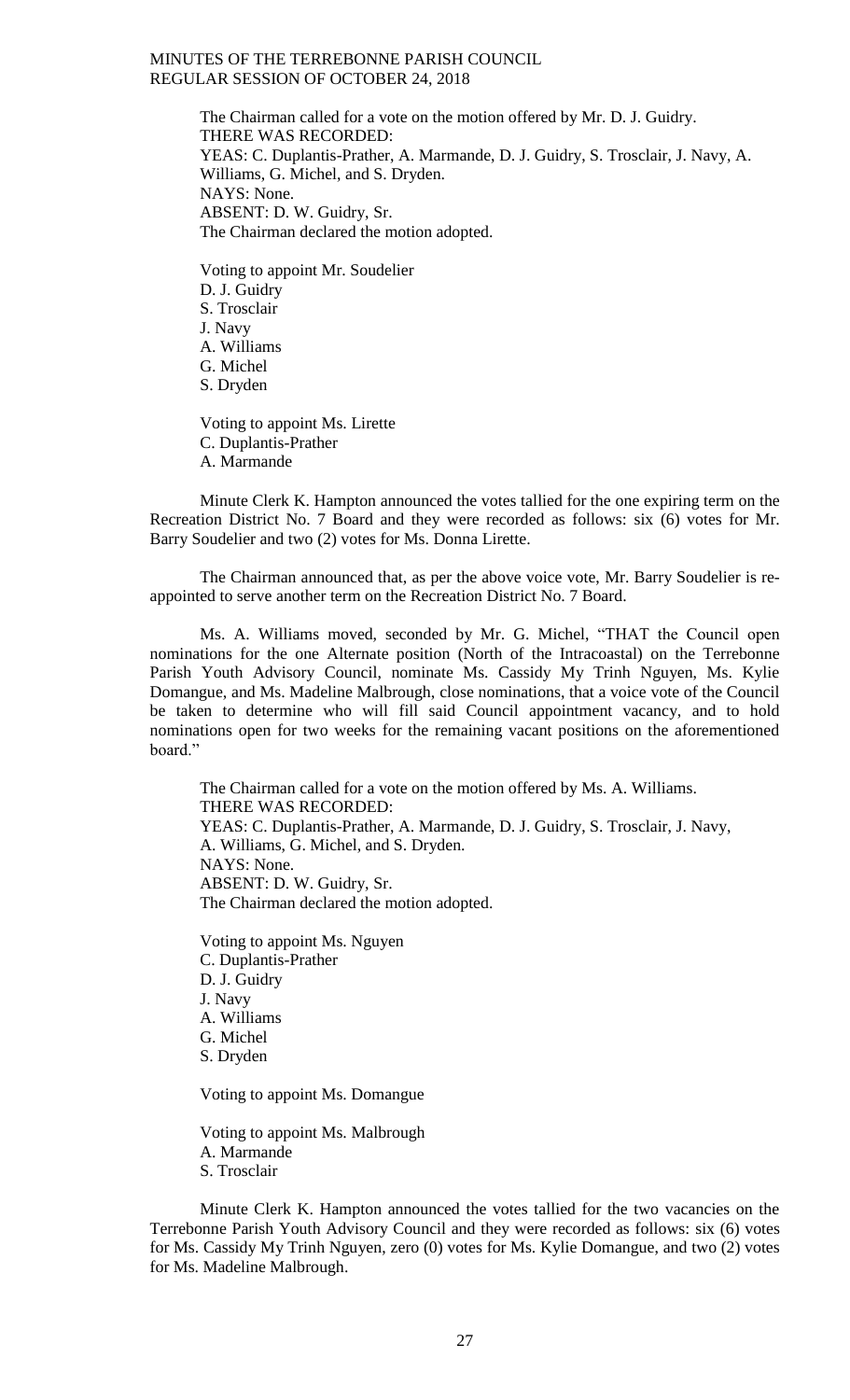The Chairman called for a vote on the motion offered by Mr. D. J. Guidry.
THERE WAS RECORDED:
YEAS: C. Duplantis-Prather, A. Marmande, D. J. Guidry, S. Trosclair, J. Navy, A. Williams, G. Michel, and S. Dryden.
NAYS: None.
ABSENT: D. W. Guidry, Sr.
The Chairman declared the motion adopted.

Voting to appoint Mr. Soudelier
D. J. Guidry
S. Trosclair
J. Navy
A. Williams
G. Michel
S. Dryden

Voting to appoint Ms. Lirette
C. Duplantis-Prather
A. Marmande

Minute Clerk K. Hampton announced the votes tallied for the one expiring term on the Recreation District No. 7 Board and they were recorded as follows: six (6) votes for Mr. Barry Soudelier and two (2) votes for Ms. Donna Lirette.

The Chairman announced that, as per the above voice vote, Mr. Barry Soudelier is re-appointed to serve another term on the Recreation District No. 7 Board.

Ms. A. Williams moved, seconded by Mr. G. Michel, "THAT the Council open nominations for the one Alternate position (North of the Intracoastal) on the Terrebonne Parish Youth Advisory Council, nominate Ms. Cassidy My Trinh Nguyen, Ms. Kylie Domangue, and Ms. Madeline Malbrough, close nominations, that a voice vote of the Council be taken to determine who will fill said Council appointment vacancy, and to hold nominations open for two weeks for the remaining vacant positions on the aforementioned board."

The Chairman called for a vote on the motion offered by Ms. A. Williams.
THERE WAS RECORDED:
YEAS: C. Duplantis-Prather, A. Marmande, D. J. Guidry, S. Trosclair, J. Navy, A. Williams, G. Michel, and S. Dryden.
NAYS: None.
ABSENT: D. W. Guidry, Sr.
The Chairman declared the motion adopted.

Voting to appoint Ms. Nguyen
C. Duplantis-Prather
D. J. Guidry
J. Navy
A. Williams
G. Michel
S. Dryden

Voting to appoint Ms. Domangue

Voting to appoint Ms. Malbrough
A. Marmande
S. Trosclair

Minute Clerk K. Hampton announced the votes tallied for the two vacancies on the Terrebonne Parish Youth Advisory Council and they were recorded as follows: six (6) votes for Ms. Cassidy My Trinh Nguyen, zero (0) votes for Ms. Kylie Domangue, and two (2) votes for Ms. Madeline Malbrough.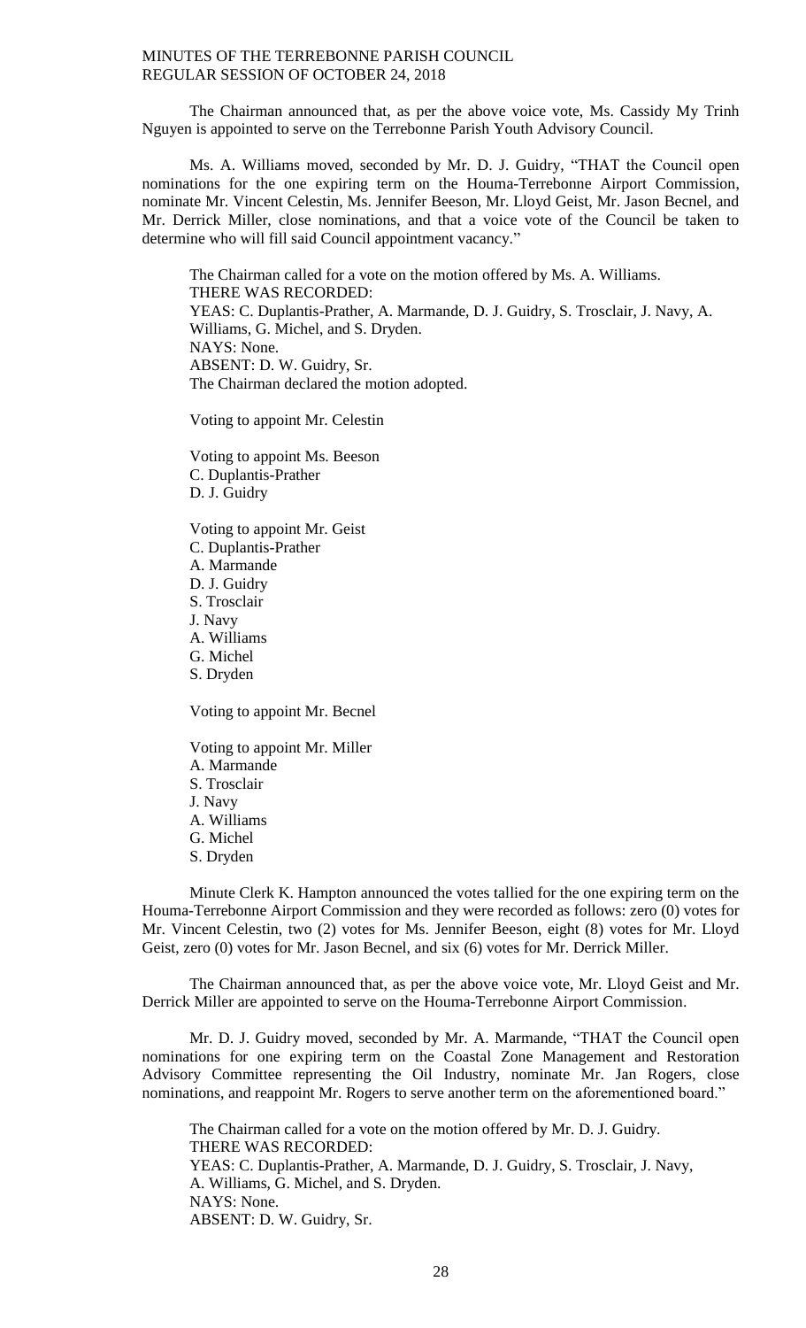The Chairman announced that, as per the above voice vote, Ms. Cassidy My Trinh Nguyen is appointed to serve on the Terrebonne Parish Youth Advisory Council.

Ms. A. Williams moved, seconded by Mr. D. J. Guidry, "THAT the Council open nominations for the one expiring term on the Houma-Terrebonne Airport Commission, nominate Mr. Vincent Celestin, Ms. Jennifer Beeson, Mr. Lloyd Geist, Mr. Jason Becnel, and Mr. Derrick Miller, close nominations, and that a voice vote of the Council be taken to determine who will fill said Council appointment vacancy."

The Chairman called for a vote on the motion offered by Ms. A. Williams.
THERE WAS RECORDED:
YEAS: C. Duplantis-Prather, A. Marmande, D. J. Guidry, S. Trosclair, J. Navy, A. Williams, G. Michel, and S. Dryden.
NAYS: None.
ABSENT: D. W. Guidry, Sr.
The Chairman declared the motion adopted.

Voting to appoint Mr. Celestin

Voting to appoint Ms. Beeson
C. Duplantis-Prather
D. J. Guidry

Voting to appoint Mr. Geist
C. Duplantis-Prather
A. Marmande
D. J. Guidry
S. Trosclair
J. Navy
A. Williams
G. Michel
S. Dryden

Voting to appoint Mr. Becnel

Voting to appoint Mr. Miller
A. Marmande
S. Trosclair
J. Navy
A. Williams
G. Michel
S. Dryden

Minute Clerk K. Hampton announced the votes tallied for the one expiring term on the Houma-Terrebonne Airport Commission and they were recorded as follows: zero (0) votes for Mr. Vincent Celestin, two (2) votes for Ms. Jennifer Beeson, eight (8) votes for Mr. Lloyd Geist, zero (0) votes for Mr. Jason Becnel, and six (6) votes for Mr. Derrick Miller.

The Chairman announced that, as per the above voice vote, Mr. Lloyd Geist and Mr. Derrick Miller are appointed to serve on the Houma-Terrebonne Airport Commission.

Mr. D. J. Guidry moved, seconded by Mr. A. Marmande, "THAT the Council open nominations for one expiring term on the Coastal Zone Management and Restoration Advisory Committee representing the Oil Industry, nominate Mr. Jan Rogers, close nominations, and reappoint Mr. Rogers to serve another term on the aforementioned board."

The Chairman called for a vote on the motion offered by Mr. D. J. Guidry.
THERE WAS RECORDED:
YEAS: C. Duplantis-Prather, A. Marmande, D. J. Guidry, S. Trosclair, J. Navy, A. Williams, G. Michel, and S. Dryden.
NAYS: None.
ABSENT: D. W. Guidry, Sr.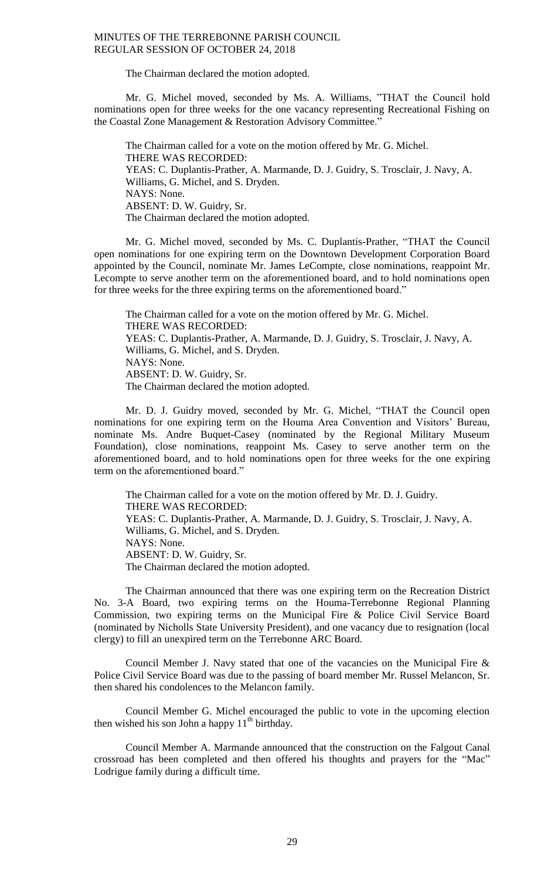The Chairman declared the motion adopted.

Mr. G. Michel moved, seconded by Ms. A. Williams, "THAT the Council hold nominations open for three weeks for the one vacancy representing Recreational Fishing on the Coastal Zone Management & Restoration Advisory Committee."

The Chairman called for a vote on the motion offered by Mr. G. Michel.
THERE WAS RECORDED:
YEAS: C. Duplantis-Prather, A. Marmande, D. J. Guidry, S. Trosclair, J. Navy, A. Williams, G. Michel, and S. Dryden.
NAYS: None.
ABSENT: D. W. Guidry, Sr.
The Chairman declared the motion adopted.

Mr. G. Michel moved, seconded by Ms. C. Duplantis-Prather, "THAT the Council open nominations for one expiring term on the Downtown Development Corporation Board appointed by the Council, nominate Mr. James LeCompte, close nominations, reappoint Mr. Lecompte to serve another term on the aforementioned board, and to hold nominations open for three weeks for the three expiring terms on the aforementioned board."

The Chairman called for a vote on the motion offered by Mr. G. Michel.
THERE WAS RECORDED:
YEAS: C. Duplantis-Prather, A. Marmande, D. J. Guidry, S. Trosclair, J. Navy, A. Williams, G. Michel, and S. Dryden.
NAYS: None.
ABSENT: D. W. Guidry, Sr.
The Chairman declared the motion adopted.

Mr. D. J. Guidry moved, seconded by Mr. G. Michel, "THAT the Council open nominations for one expiring term on the Houma Area Convention and Visitors' Bureau, nominate Ms. Andre Buquet-Casey (nominated by the Regional Military Museum Foundation), close nominations, reappoint Ms. Casey to serve another term on the aforementioned board, and to hold nominations open for three weeks for the one expiring term on the aforementioned board."

The Chairman called for a vote on the motion offered by Mr. D. J. Guidry.
THERE WAS RECORDED:
YEAS: C. Duplantis-Prather, A. Marmande, D. J. Guidry, S. Trosclair, J. Navy, A. Williams, G. Michel, and S. Dryden.
NAYS: None.
ABSENT: D. W. Guidry, Sr.
The Chairman declared the motion adopted.

The Chairman announced that there was one expiring term on the Recreation District No. 3-A Board, two expiring terms on the Houma-Terrebonne Regional Planning Commission, two expiring terms on the Municipal Fire & Police Civil Service Board (nominated by Nicholls State University President), and one vacancy due to resignation (local clergy) to fill an unexpired term on the Terrebonne ARC Board.

Council Member J. Navy stated that one of the vacancies on the Municipal Fire & Police Civil Service Board was due to the passing of board member Mr. Russel Melancon, Sr. then shared his condolences to the Melancon family.

Council Member G. Michel encouraged the public to vote in the upcoming election then wished his son John a happy 11th birthday.

Council Member A. Marmande announced that the construction on the Falgout Canal crossroad has been completed and then offered his thoughts and prayers for the "Mac" Lodrigue family during a difficult time.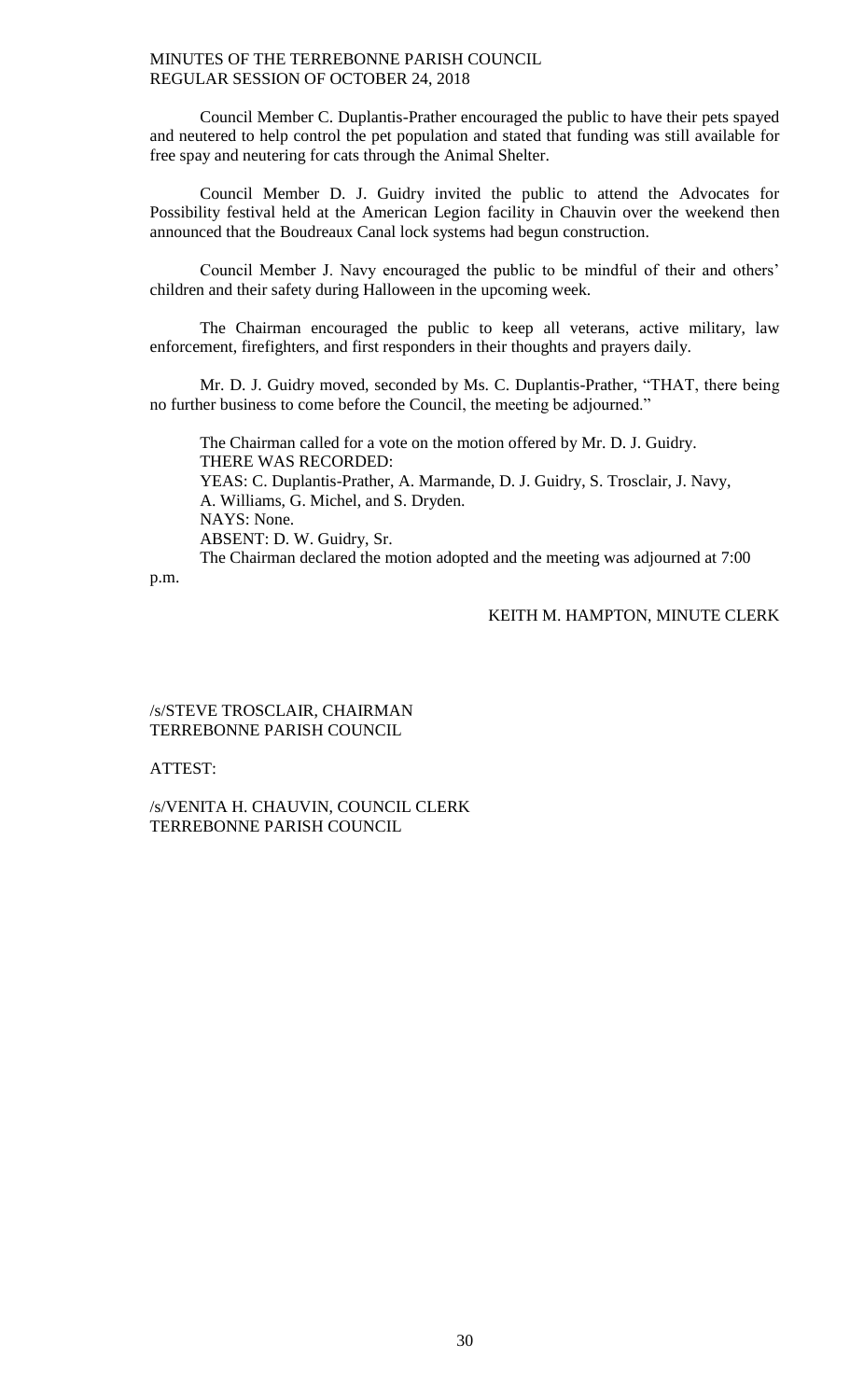Council Member C. Duplantis-Prather encouraged the public to have their pets spayed and neutered to help control the pet population and stated that funding was still available for free spay and neutering for cats through the Animal Shelter.

Council Member D. J. Guidry invited the public to attend the Advocates for Possibility festival held at the American Legion facility in Chauvin over the weekend then announced that the Boudreaux Canal lock systems had begun construction.

Council Member J. Navy encouraged the public to be mindful of their and others' children and their safety during Halloween in the upcoming week.

The Chairman encouraged the public to keep all veterans, active military, law enforcement, firefighters, and first responders in their thoughts and prayers daily.

Mr. D. J. Guidry moved, seconded by Ms. C. Duplantis-Prather, "THAT, there being no further business to come before the Council, the meeting be adjourned."

The Chairman called for a vote on the motion offered by Mr. D. J. Guidry.
THERE WAS RECORDED:
YEAS: C. Duplantis-Prather, A. Marmande, D. J. Guidry, S. Trosclair, J. Navy, A. Williams, G. Michel, and S. Dryden.
NAYS: None.
ABSENT: D. W. Guidry, Sr.
The Chairman declared the motion adopted and the meeting was adjourned at 7:00 p.m.

KEITH M. HAMPTON, MINUTE CLERK

/s/STEVE TROSCLAIR, CHAIRMAN
TERREBONNE PARISH COUNCIL

ATTEST:

/s/VENITA H. CHAUVIN, COUNCIL CLERK
TERREBONNE PARISH COUNCIL